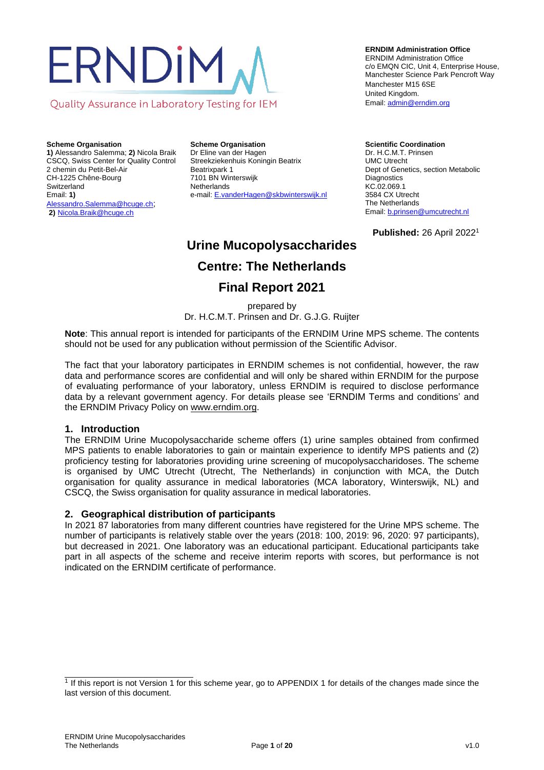ERNDIM

Quality Assurance in Laboratory Testing for IEM

**ERNDIM Administration Office**
ERNDIM Administration Office
c/o EMQN CIC, Unit 4, Enterprise House,
Manchester Science Park Pencroft Way
Manchester M15 6SE
United Kingdom.
Email: admin@erndim.org

**Scheme Organisation**
**1)** Alessandro Salemma; **2)** Nicola Braik
CSCQ, Swiss Center for Quality Control
2 chemin du Petit-Bel-Air
CH-1225 Chêne-Bourg
Switzerland
Email: **1)** Alessandro.Salemma@hcuge.ch;
**2)** Nicola.Braik@hcuge.ch

**Scheme Organisation**
Dr Eline van der Hagen
Streekziekenhuis Koningin Beatrix
Beatrixpark 1
7101 BN Winterswijk
Netherlands
e-mail: E.vanderHagen@skbwinterswijk.nl

**Scientific Coordination**
Dr. H.C.M.T. Prinsen
UMC Utrecht
Dept of Genetics, section Metabolic Diagnostics
KC.02.069.1
3584 CX Utrecht
The Netherlands
Email: b.prinsen@umcutrecht.nl

**Published:** 26 April 2022[1]

# Urine Mucopolysaccharides

# Centre: The Netherlands

# Final Report 2021

prepared by
Dr. H.C.M.T. Prinsen and Dr. G.J.G. Ruijter

**Note**: This annual report is intended for participants of the ERNDIM Urine MPS scheme. The contents should not be used for any publication without permission of the Scientific Advisor.

The fact that your laboratory participates in ERNDIM schemes is not confidential, however, the raw data and performance scores are confidential and will only be shared within ERNDIM for the purpose of evaluating performance of your laboratory, unless ERNDIM is required to disclose performance data by a relevant government agency. For details please see 'ERNDIM Terms and conditions' and the ERNDIM Privacy Policy on www.erndim.org.

## 1. Introduction

The ERNDIM Urine Mucopolysaccharide scheme offers (1) urine samples obtained from confirmed MPS patients to enable laboratories to gain or maintain experience to identify MPS patients and (2) proficiency testing for laboratories providing urine screening of mucopolysaccharidoses. The scheme is organised by UMC Utrecht (Utrecht, The Netherlands) in conjunction with MCA, the Dutch organisation for quality assurance in medical laboratories (MCA laboratory, Winterswijk, NL) and CSCQ, the Swiss organisation for quality assurance in medical laboratories.

## 2. Geographical distribution of participants

In 2021 87 laboratories from many different countries have registered for the Urine MPS scheme. The number of participants is relatively stable over the years (2018: 100, 2019: 96, 2020: 97 participants), but decreased in 2021. One laboratory was an educational participant. Educational participants take part in all aspects of the scheme and receive interim reports with scores, but performance is not indicated on the ERNDIM certificate of performance.

[1] If this report is not Version 1 for this scheme year, go to APPENDIX 1 for details of the changes made since the last version of this document.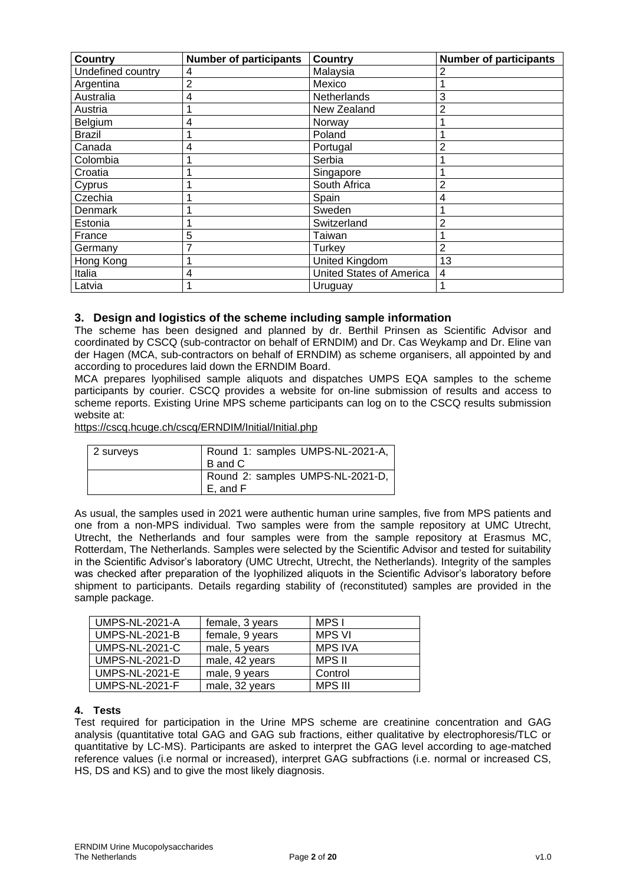| Country | Number of participants | Country | Number of participants |
|---|---|---|---|
| Undefined country | 4 | Malaysia | 2 |
| Argentina | 2 | Mexico | 1 |
| Australia | 4 | Netherlands | 3 |
| Austria | 1 | New Zealand | 2 |
| Belgium | 4 | Norway | 1 |
| Brazil | 1 | Poland | 1 |
| Canada | 4 | Portugal | 2 |
| Colombia | 1 | Serbia | 1 |
| Croatia | 1 | Singapore | 1 |
| Cyprus | 1 | South Africa | 2 |
| Czechia | 1 | Spain | 4 |
| Denmark | 1 | Sweden | 1 |
| Estonia | 1 | Switzerland | 2 |
| France | 5 | Taiwan | 1 |
| Germany | 7 | Turkey | 2 |
| Hong Kong | 1 | United Kingdom | 13 |
| Italia | 4 | United States of America | 4 |
| Latvia | 1 | Uruguay | 1 |

## 3. Design and logistics of the scheme including sample information

The scheme has been designed and planned by dr. Berthil Prinsen as Scientific Advisor and coordinated by CSCQ (sub-contractor on behalf of ERNDIM) and Dr. Cas Weykamp and Dr. Eline van der Hagen (MCA, sub-contractors on behalf of ERNDIM) as scheme organisers, all appointed by and according to procedures laid down the ERNDIM Board.

MCA prepares lyophilised sample aliquots and dispatches UMPS EQA samples to the scheme participants by courier. CSCQ provides a website for on-line submission of results and access to scheme reports. Existing Urine MPS scheme participants can log on to the CSCQ results submission website at:

https://cscq.hcuge.ch/cscq/ERNDIM/Initial/Initial.php

| 2 surveys | Round 1: samples UMPS-NL-2021-A, B and C |
|---|---|
| | Round 2: samples UMPS-NL-2021-D, E, and F |

As usual, the samples used in 2021 were authentic human urine samples, five from MPS patients and one from a non-MPS individual. Two samples were from the sample repository at UMC Utrecht, Utrecht, the Netherlands and four samples were from the sample repository at Erasmus MC, Rotterdam, The Netherlands. Samples were selected by the Scientific Advisor and tested for suitability in the Scientific Advisor's laboratory (UMC Utrecht, Utrecht, the Netherlands). Integrity of the samples was checked after preparation of the lyophilized aliquots in the Scientific Advisor's laboratory before shipment to participants. Details regarding stability of (reconstituted) samples are provided in the sample package.

| UMPS-NL-2021-A | female, 3 years | MPS I |
|---|---|---|
| UMPS-NL-2021-B | female, 9 years | MPS VI |
| UMPS-NL-2021-C | male, 5 years | MPS IVA |
| UMPS-NL-2021-D | male, 42 years | MPS II |
| UMPS-NL-2021-E | male, 9 years | Control |
| UMPS-NL-2021-F | male, 32 years | MPS III |

## 4. Tests

Test required for participation in the Urine MPS scheme are creatinine concentration and GAG analysis (quantitative total GAG and GAG sub fractions, either qualitative by electrophoresis/TLC or quantitative by LC-MS). Participants are asked to interpret the GAG level according to age-matched reference values (i.e normal or increased), interpret GAG subfractions (i.e. normal or increased CS, HS, DS and KS) and to give the most likely diagnosis.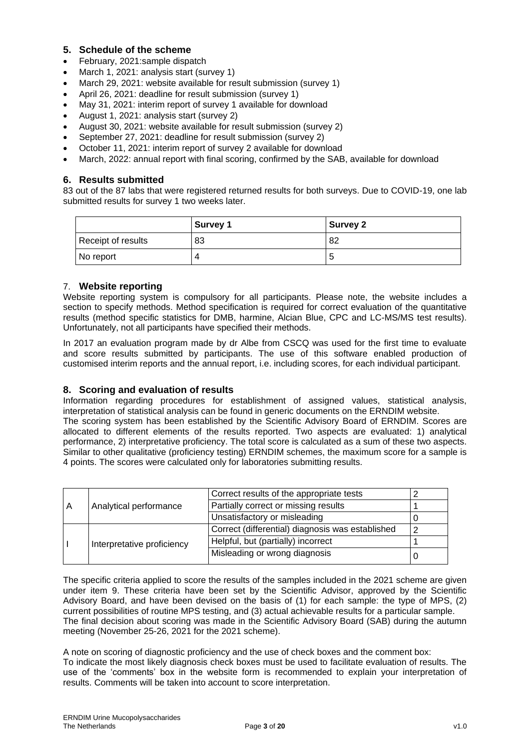## 5. Schedule of the scheme

- February, 2021:sample dispatch
- March 1, 2021: analysis start (survey 1)
- March 29, 2021: website available for result submission (survey 1)
- April 26, 2021: deadline for result submission (survey 1)
- May 31, 2021: interim report of survey 1 available for download
- August 1, 2021: analysis start (survey 2)
- August 30, 2021: website available for result submission (survey 2)
- September 27, 2021: deadline for result submission (survey 2)
- October 11, 2021: interim report of survey 2 available for download
- March, 2022: annual report with final scoring, confirmed by the SAB, available for download

## 6. Results submitted

83 out of the 87 labs that were registered returned results for both surveys. Due to COVID-19, one lab submitted results for survey 1 two weeks later.

| | Survey 1 | Survey 2 |
|---|---|---|
| Receipt of results | 83 | 82 |
| No report | 4 | 5 |

## 7. Website reporting

Website reporting system is compulsory for all participants. Please note, the website includes a section to specify methods. Method specification is required for correct evaluation of the quantitative results (method specific statistics for DMB, harmine, Alcian Blue, CPC and LC-MS/MS test results). Unfortunately, not all participants have specified their methods.

In 2017 an evaluation program made by dr Albe from CSCQ was used for the first time to evaluate and score results submitted by participants. The use of this software enabled production of customised interim reports and the annual report, i.e. including scores, for each individual participant.

## 8. Scoring and evaluation of results

Information regarding procedures for establishment of assigned values, statistical analysis, interpretation of statistical analysis can be found in generic documents on the ERNDIM website. The scoring system has been established by the Scientific Advisory Board of ERNDIM. Scores are allocated to different elements of the results reported. Two aspects are evaluated: 1) analytical performance, 2) interpretative proficiency. The total score is calculated as a sum of these two aspects. Similar to other qualitative (proficiency testing) ERNDIM schemes, the maximum score for a sample is 4 points. The scores were calculated only for laboratories submitting results.

| | | | |
|---|---|---|---|
| A | Analytical performance | Correct results of the appropriate tests | 2 |
| | | Partially correct or missing results | 1 |
| | | Unsatisfactory or misleading | 0 |
| I | Interpretative proficiency | Correct (differential) diagnosis was established | 2 |
| | | Helpful, but (partially) incorrect | 1 |
| | | Misleading or wrong diagnosis | 0 |

The specific criteria applied to score the results of the samples included in the 2021 scheme are given under item 9. These criteria have been set by the Scientific Advisor, approved by the Scientific Advisory Board, and have been devised on the basis of (1) for each sample: the type of MPS, (2) current possibilities of routine MPS testing, and (3) actual achievable results for a particular sample. The final decision about scoring was made in the Scientific Advisory Board (SAB) during the autumn meeting (November 25-26, 2021 for the 2021 scheme).

A note on scoring of diagnostic proficiency and the use of check boxes and the comment box:
To indicate the most likely diagnosis check boxes must be used to facilitate evaluation of results. The use of the 'comments' box in the website form is recommended to explain your interpretation of results. Comments will be taken into account to score interpretation.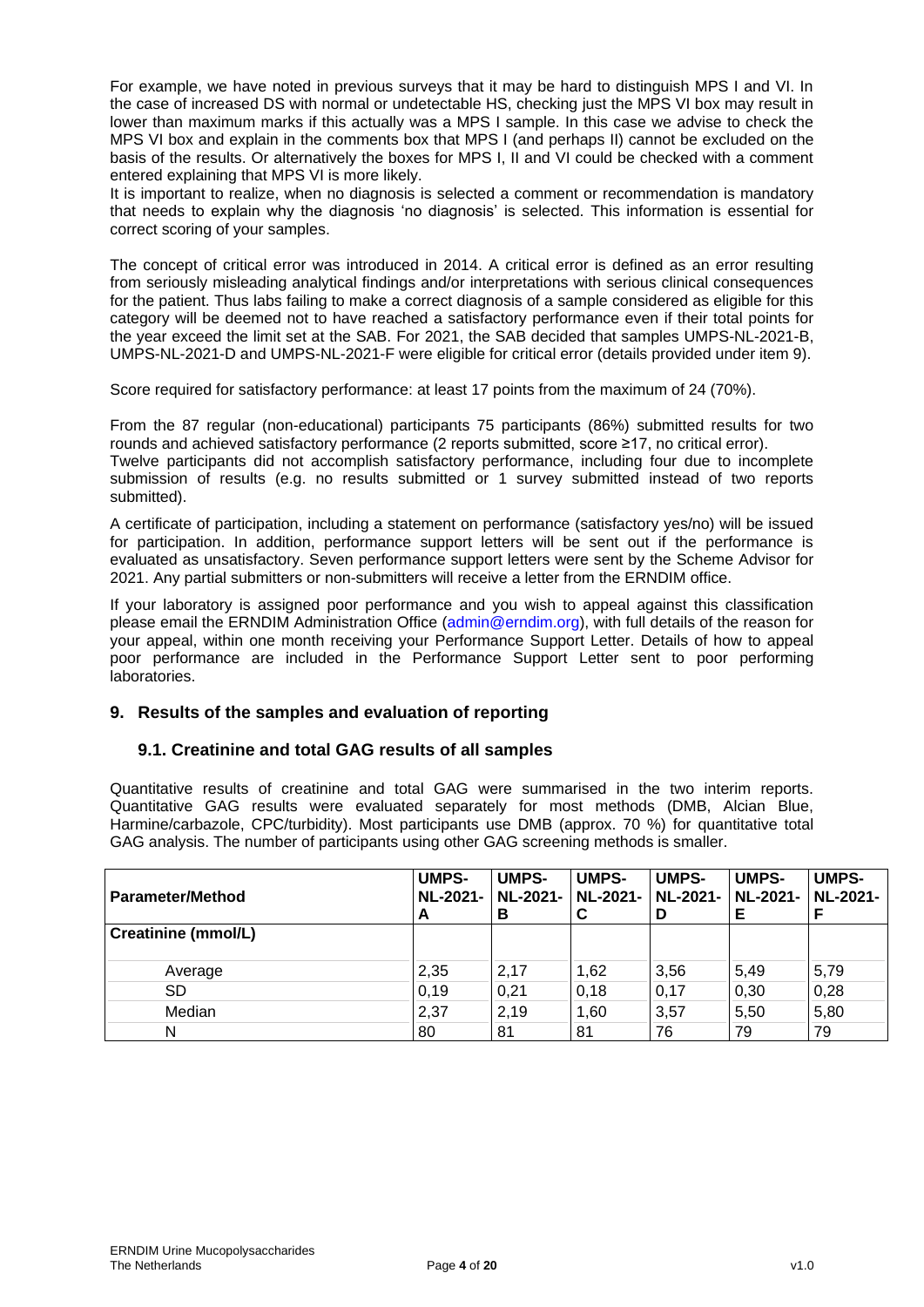For example, we have noted in previous surveys that it may be hard to distinguish MPS I and VI. In the case of increased DS with normal or undetectable HS, checking just the MPS VI box may result in lower than maximum marks if this actually was a MPS I sample. In this case we advise to check the MPS VI box and explain in the comments box that MPS I (and perhaps II) cannot be excluded on the basis of the results. Or alternatively the boxes for MPS I, II and VI could be checked with a comment entered explaining that MPS VI is more likely.

It is important to realize, when no diagnosis is selected a comment or recommendation is mandatory that needs to explain why the diagnosis 'no diagnosis' is selected. This information is essential for correct scoring of your samples.

The concept of critical error was introduced in 2014. A critical error is defined as an error resulting from seriously misleading analytical findings and/or interpretations with serious clinical consequences for the patient. Thus labs failing to make a correct diagnosis of a sample considered as eligible for this category will be deemed not to have reached a satisfactory performance even if their total points for the year exceed the limit set at the SAB. For 2021, the SAB decided that samples UMPS-NL-2021-B, UMPS-NL-2021-D and UMPS-NL-2021-F were eligible for critical error (details provided under item 9).

Score required for satisfactory performance: at least 17 points from the maximum of 24 (70%).

From the 87 regular (non-educational) participants 75 participants (86%) submitted results for two rounds and achieved satisfactory performance (2 reports submitted, score ≥17, no critical error).
Twelve participants did not accomplish satisfactory performance, including four due to incomplete submission of results (e.g. no results submitted or 1 survey submitted instead of two reports submitted).

A certificate of participation, including a statement on performance (satisfactory yes/no) will be issued for participation. In addition, performance support letters will be sent out if the performance is evaluated as unsatisfactory. Seven performance support letters were sent by the Scheme Advisor for 2021. Any partial submitters or non-submitters will receive a letter from the ERNDIM office.

If your laboratory is assigned poor performance and you wish to appeal against this classification please email the ERNDIM Administration Office (admin@erndim.org), with full details of the reason for your appeal, within one month receiving your Performance Support Letter. Details of how to appeal poor performance are included in the Performance Support Letter sent to poor performing laboratories.

## 9. Results of the samples and evaluation of reporting

### 9.1. Creatinine and total GAG results of all samples

Quantitative results of creatinine and total GAG were summarised in the two interim reports. Quantitative GAG results were evaluated separately for most methods (DMB, Alcian Blue, Harmine/carbazole, CPC/turbidity). Most participants use DMB (approx. 70 %) for quantitative total GAG analysis. The number of participants using other GAG screening methods is smaller.

| Parameter/Method | UMPS-NL-2021-A | UMPS-NL-2021-B | UMPS-NL-2021-C | UMPS-NL-2021-D | UMPS-NL-2021-E | UMPS-NL-2021-F |
|---|---|---|---|---|---|---|
| **Creatinine (mmol/L)** | | | | | | |
| Average | 2,35 | 2,17 | 1,62 | 3,56 | 5,49 | 5,79 |
| SD | 0,19 | 0,21 | 0,18 | 0,17 | 0,30 | 0,28 |
| Median | 2,37 | 2,19 | 1,60 | 3,57 | 5,50 | 5,80 |
| N | 80 | 81 | 81 | 76 | 79 | 79 |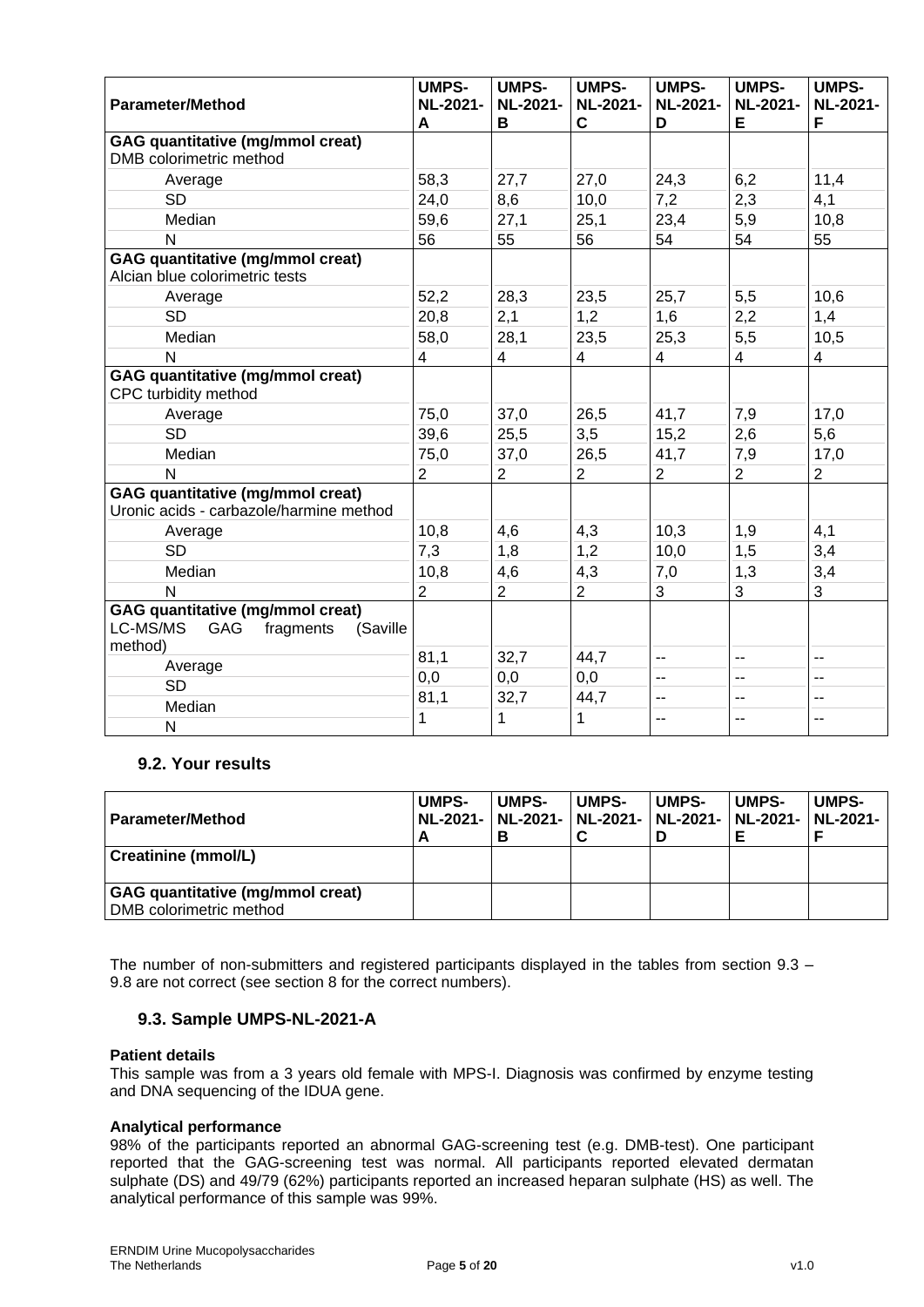| Parameter/Method | UMPS-NL-2021-A | UMPS-NL-2021-B | UMPS-NL-2021-C | UMPS-NL-2021-D | UMPS-NL-2021-E | UMPS-NL-2021-F |
|---|---|---|---|---|---|---|
| **GAG quantitative (mg/mmol creat)** DMB colorimetric method | | | | | | |
| Average | 58,3 | 27,7 | 27,0 | 24,3 | 6,2 | 11,4 |
| SD | 24,0 | 8,6 | 10,0 | 7,2 | 2,3 | 4,1 |
| Median | 59,6 | 27,1 | 25,1 | 23,4 | 5,9 | 10,8 |
| N | 56 | 55 | 56 | 54 | 54 | 55 |
| **GAG quantitative (mg/mmol creat)** Alcian blue colorimetric tests | | | | | | |
| Average | 52,2 | 28,3 | 23,5 | 25,7 | 5,5 | 10,6 |
| SD | 20,8 | 2,1 | 1,2 | 1,6 | 2,2 | 1,4 |
| Median | 58,0 | 28,1 | 23,5 | 25,3 | 5,5 | 10,5 |
| N | 4 | 4 | 4 | 4 | 4 | 4 |
| **GAG quantitative (mg/mmol creat)** CPC turbidity method | | | | | | |
| Average | 75,0 | 37,0 | 26,5 | 41,7 | 7,9 | 17,0 |
| SD | 39,6 | 25,5 | 3,5 | 15,2 | 2,6 | 5,6 |
| Median | 75,0 | 37,0 | 26,5 | 41,7 | 7,9 | 17,0 |
| N | 2 | 2 | 2 | 2 | 2 | 2 |
| **GAG quantitative (mg/mmol creat)** Uronic acids - carbazole/harmine method | | | | | | |
| Average | 10,8 | 4,6 | 4,3 | 10,3 | 1,9 | 4,1 |
| SD | 7,3 | 1,8 | 1,2 | 10,0 | 1,5 | 3,4 |
| Median | 10,8 | 4,6 | 4,3 | 7,0 | 1,3 | 3,4 |
| N | 2 | 2 | 2 | 3 | 3 | 3 |
| **GAG quantitative (mg/mmol creat)** LC-MS/MS GAG fragments (Saville method) | | | | | | |
| Average | 81,1 | 32,7 | 44,7 | -- | -- | -- |
| SD | 0,0 | 0,0 | 0,0 | -- | -- | -- |
| Median | 81,1 | 32,7 | 44,7 | -- | -- | -- |
| N | 1 | 1 | 1 | -- | -- | -- |

## 9.2. Your results

| Parameter/Method | UMPS-NL-2021-A | UMPS-NL-2021-B | UMPS-NL-2021-C | UMPS-NL-2021-D | UMPS-NL-2021-E | UMPS-NL-2021-F |
|---|---|---|---|---|---|---|
| **Creatinine (mmol/L)** | | | | | | |
| **GAG quantitative (mg/mmol creat)** DMB colorimetric method | | | | | | |

The number of non-submitters and registered participants displayed in the tables from section 9.3 – 9.8 are not correct (see section 8 for the correct numbers).

## 9.3. Sample UMPS-NL-2021-A

**Patient details**

This sample was from a 3 years old female with MPS-I. Diagnosis was confirmed by enzyme testing and DNA sequencing of the IDUA gene.

**Analytical performance**

98% of the participants reported an abnormal GAG-screening test (e.g. DMB-test). One participant reported that the GAG-screening test was normal. All participants reported elevated dermatan sulphate (DS) and 49/79 (62%) participants reported an increased heparan sulphate (HS) as well. The analytical performance of this sample was 99%.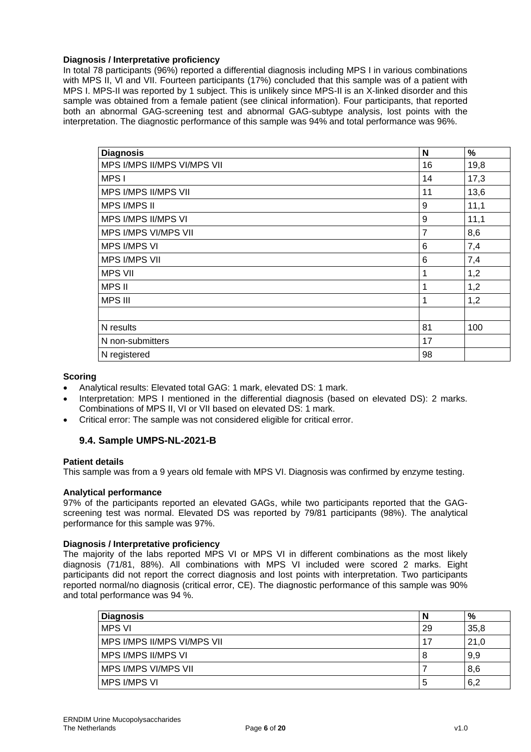**Diagnosis / Interpretative proficiency**

In total 78 participants (96%) reported a differential diagnosis including MPS I in various combinations with MPS II, Vl and VII. Fourteen participants (17%) concluded that this sample was of a patient with MPS I. MPS-II was reported by 1 subject. This is unlikely since MPS-II is an X-linked disorder and this sample was obtained from a female patient (see clinical information). Four participants, that reported both an abnormal GAG-screening test and abnormal GAG-subtype analysis, lost points with the interpretation. The diagnostic performance of this sample was 94% and total performance was 96%.

| Diagnosis | N | % |
|---|---|---|
| MPS I/MPS II/MPS VI/MPS VII | 16 | 19,8 |
| MPS I | 14 | 17,3 |
| MPS I/MPS II/MPS VII | 11 | 13,6 |
| MPS I/MPS II | 9 | 11,1 |
| MPS I/MPS II/MPS VI | 9 | 11,1 |
| MPS I/MPS VI/MPS VII | 7 | 8,6 |
| MPS I/MPS VI | 6 | 7,4 |
| MPS I/MPS VII | 6 | 7,4 |
| MPS VII | 1 | 1,2 |
| MPS II | 1 | 1,2 |
| MPS III | 1 | 1,2 |
| | | |
| N results | 81 | 100 |
| N non-submitters | 17 | |
| N registered | 98 | |

**Scoring**

- Analytical results: Elevated total GAG: 1 mark, elevated DS: 1 mark.
- Interpretation: MPS I mentioned in the differential diagnosis (based on elevated DS): 2 marks. Combinations of MPS II, VI or VII based on elevated DS: 1 mark.
- Critical error: The sample was not considered eligible for critical error.

### 9.4. Sample UMPS-NL-2021-B

**Patient details**

This sample was from a 9 years old female with MPS VI. Diagnosis was confirmed by enzyme testing.

**Analytical performance**

97% of the participants reported an elevated GAGs, while two participants reported that the GAG-screening test was normal. Elevated DS was reported by 79/81 participants (98%). The analytical performance for this sample was 97%.

**Diagnosis / Interpretative proficiency**

The majority of the labs reported MPS VI or MPS VI in different combinations as the most likely diagnosis (71/81, 88%). All combinations with MPS VI included were scored 2 marks. Eight participants did not report the correct diagnosis and lost points with interpretation. Two participants reported normal/no diagnosis (critical error, CE). The diagnostic performance of this sample was 90% and total performance was 94 %.

| Diagnosis | N | % |
|---|---|---|
| MPS VI | 29 | 35,8 |
| MPS I/MPS II/MPS VI/MPS VII | 17 | 21,0 |
| MPS I/MPS II/MPS VI | 8 | 9,9 |
| MPS I/MPS VI/MPS VII | 7 | 8,6 |
| MPS I/MPS VI | 5 | 6,2 |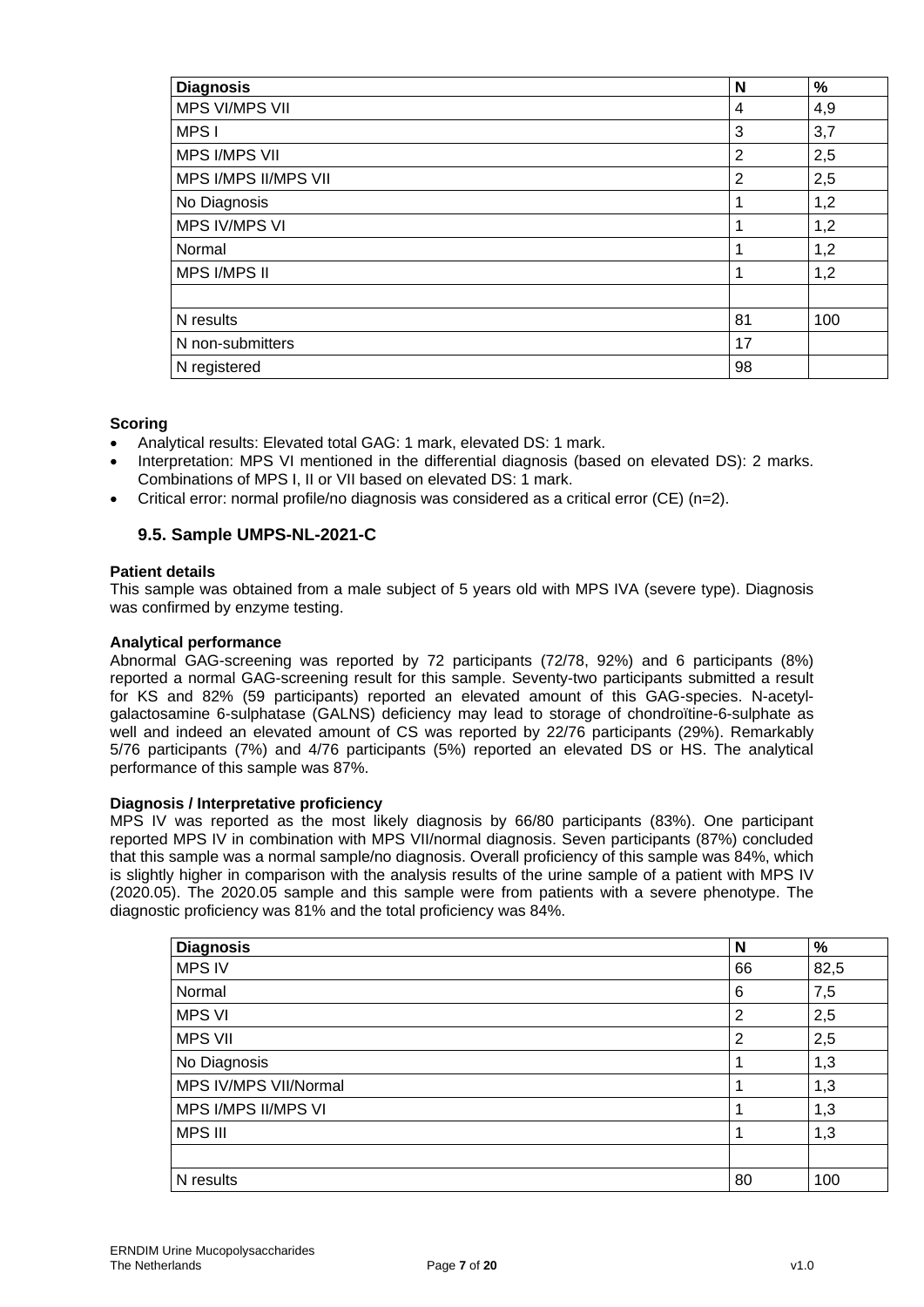| Diagnosis | N | % |
|---|---|---|
| MPS VI/MPS VII | 4 | 4,9 |
| MPS I | 3 | 3,7 |
| MPS I/MPS VII | 2 | 2,5 |
| MPS I/MPS II/MPS VII | 2 | 2,5 |
| No Diagnosis | 1 | 1,2 |
| MPS IV/MPS VI | 1 | 1,2 |
| Normal | 1 | 1,2 |
| MPS I/MPS II | 1 | 1,2 |
| | | |
| N results | 81 | 100 |
| N non-submitters | 17 | |
| N registered | 98 | |

**Scoring**

- Analytical results: Elevated total GAG: 1 mark, elevated DS: 1 mark.
- Interpretation: MPS VI mentioned in the differential diagnosis (based on elevated DS): 2 marks. Combinations of MPS I, II or VII based on elevated DS: 1 mark.
- Critical error: normal profile/no diagnosis was considered as a critical error (CE) (n=2).

### 9.5. Sample UMPS-NL-2021-C

**Patient details**

This sample was obtained from a male subject of 5 years old with MPS IVA (severe type). Diagnosis was confirmed by enzyme testing.

**Analytical performance**

Abnormal GAG-screening was reported by 72 participants (72/78, 92%) and 6 participants (8%) reported a normal GAG-screening result for this sample. Seventy-two participants submitted a result for KS and 82% (59 participants) reported an elevated amount of this GAG-species. N-acetyl-galactosamine 6-sulphatase (GALNS) deficiency may lead to storage of chondroïtine-6-sulphate as well and indeed an elevated amount of CS was reported by 22/76 participants (29%). Remarkably 5/76 participants (7%) and 4/76 participants (5%) reported an elevated DS or HS. The analytical performance of this sample was 87%.

**Diagnosis / Interpretative proficiency**

MPS IV was reported as the most likely diagnosis by 66/80 participants (83%). One participant reported MPS IV in combination with MPS VII/normal diagnosis. Seven participants (87%) concluded that this sample was a normal sample/no diagnosis. Overall proficiency of this sample was 84%, which is slightly higher in comparison with the analysis results of the urine sample of a patient with MPS IV (2020.05). The 2020.05 sample and this sample were from patients with a severe phenotype. The diagnostic proficiency was 81% and the total proficiency was 84%.

| Diagnosis | N | % |
|---|---|---|
| MPS IV | 66 | 82,5 |
| Normal | 6 | 7,5 |
| MPS VI | 2 | 2,5 |
| MPS VII | 2 | 2,5 |
| No Diagnosis | 1 | 1,3 |
| MPS IV/MPS VII/Normal | 1 | 1,3 |
| MPS I/MPS II/MPS VI | 1 | 1,3 |
| MPS III | 1 | 1,3 |
| | | |
| N results | 80 | 100 |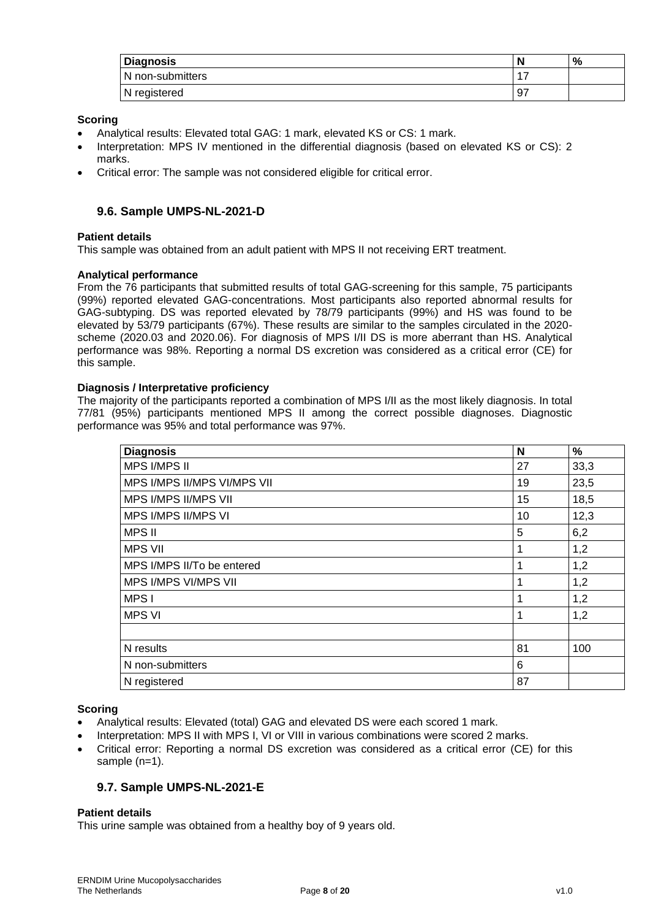| Diagnosis | N | % |
|---|---|---|
| N non-submitters | 17 | |
| N registered | 97 | |

**Scoring**

- Analytical results: Elevated total GAG: 1 mark, elevated KS or CS: 1 mark.
- Interpretation: MPS IV mentioned in the differential diagnosis (based on elevated KS or CS): 2 marks.
- Critical error: The sample was not considered eligible for critical error.

### 9.6. Sample UMPS-NL-2021-D

**Patient details**

This sample was obtained from an adult patient with MPS II not receiving ERT treatment.

**Analytical performance**

From the 76 participants that submitted results of total GAG-screening for this sample, 75 participants (99%) reported elevated GAG-concentrations. Most participants also reported abnormal results for GAG-subtyping. DS was reported elevated by 78/79 participants (99%) and HS was found to be elevated by 53/79 participants (67%). These results are similar to the samples circulated in the 2020-scheme (2020.03 and 2020.06). For diagnosis of MPS I/II DS is more aberrant than HS. Analytical performance was 98%. Reporting a normal DS excretion was considered as a critical error (CE) for this sample.

**Diagnosis / Interpretative proficiency**

The majority of the participants reported a combination of MPS I/II as the most likely diagnosis. In total 77/81 (95%) participants mentioned MPS II among the correct possible diagnoses. Diagnostic performance was 95% and total performance was 97%.

| Diagnosis | N | % |
|---|---|---|
| MPS I/MPS II | 27 | 33,3 |
| MPS I/MPS II/MPS VI/MPS VII | 19 | 23,5 |
| MPS I/MPS II/MPS VII | 15 | 18,5 |
| MPS I/MPS II/MPS VI | 10 | 12,3 |
| MPS II | 5 | 6,2 |
| MPS VII | 1 | 1,2 |
| MPS I/MPS II/To be entered | 1 | 1,2 |
| MPS I/MPS VI/MPS VII | 1 | 1,2 |
| MPS I | 1 | 1,2 |
| MPS VI | 1 | 1,2 |
| | | |
| N results | 81 | 100 |
| N non-submitters | 6 | |
| N registered | 87 | |

**Scoring**

- Analytical results: Elevated (total) GAG and elevated DS were each scored 1 mark.
- Interpretation: MPS II with MPS I, VI or VIII in various combinations were scored 2 marks.
- Critical error: Reporting a normal DS excretion was considered as a critical error (CE) for this sample (n=1).

### 9.7. Sample UMPS-NL-2021-E

**Patient details**

This urine sample was obtained from a healthy boy of 9 years old.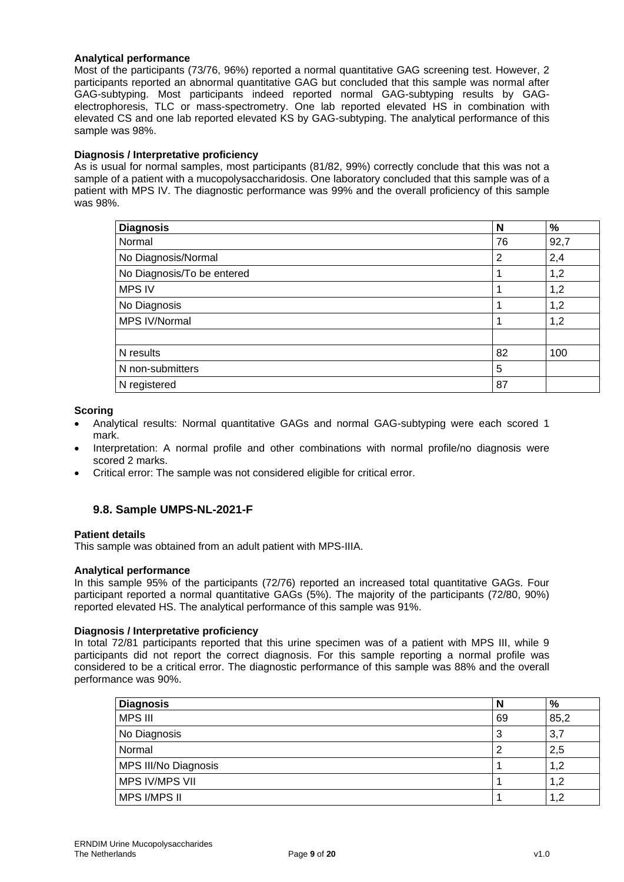**Analytical performance**

Most of the participants (73/76, 96%) reported a normal quantitative GAG screening test. However, 2 participants reported an abnormal quantitative GAG but concluded that this sample was normal after GAG-subtyping. Most participants indeed reported normal GAG-subtyping results by GAG-electrophoresis, TLC or mass-spectrometry. One lab reported elevated HS in combination with elevated CS and one lab reported elevated KS by GAG-subtyping. The analytical performance of this sample was 98%.

**Diagnosis / Interpretative proficiency**

As is usual for normal samples, most participants (81/82, 99%) correctly conclude that this was not a sample of a patient with a mucopolysaccharidosis. One laboratory concluded that this sample was of a patient with MPS IV. The diagnostic performance was 99% and the overall proficiency of this sample was 98%.

| Diagnosis | N | % |
|---|---|---|
| Normal | 76 | 92,7 |
| No Diagnosis/Normal | 2 | 2,4 |
| No Diagnosis/To be entered | 1 | 1,2 |
| MPS IV | 1 | 1,2 |
| No Diagnosis | 1 | 1,2 |
| MPS IV/Normal | 1 | 1,2 |
| | | |
| N results | 82 | 100 |
| N non-submitters | 5 | |
| N registered | 87 | |

**Scoring**

- Analytical results: Normal quantitative GAGs and normal GAG-subtyping were each scored 1 mark.
- Interpretation: A normal profile and other combinations with normal profile/no diagnosis were scored 2 marks.
- Critical error: The sample was not considered eligible for critical error.

### 9.8. Sample UMPS-NL-2021-F

**Patient details**

This sample was obtained from an adult patient with MPS-IIIA.

**Analytical performance**

In this sample 95% of the participants (72/76) reported an increased total quantitative GAGs. Four participant reported a normal quantitative GAGs (5%). The majority of the participants (72/80, 90%) reported elevated HS. The analytical performance of this sample was 91%.

**Diagnosis / Interpretative proficiency**

In total 72/81 participants reported that this urine specimen was of a patient with MPS III, while 9 participants did not report the correct diagnosis. For this sample reporting a normal profile was considered to be a critical error. The diagnostic performance of this sample was 88% and the overall performance was 90%.

| Diagnosis | N | % |
|---|---|---|
| MPS III | 69 | 85,2 |
| No Diagnosis | 3 | 3,7 |
| Normal | 2 | 2,5 |
| MPS III/No Diagnosis | 1 | 1,2 |
| MPS IV/MPS VII | 1 | 1,2 |
| MPS I/MPS II | 1 | 1,2 |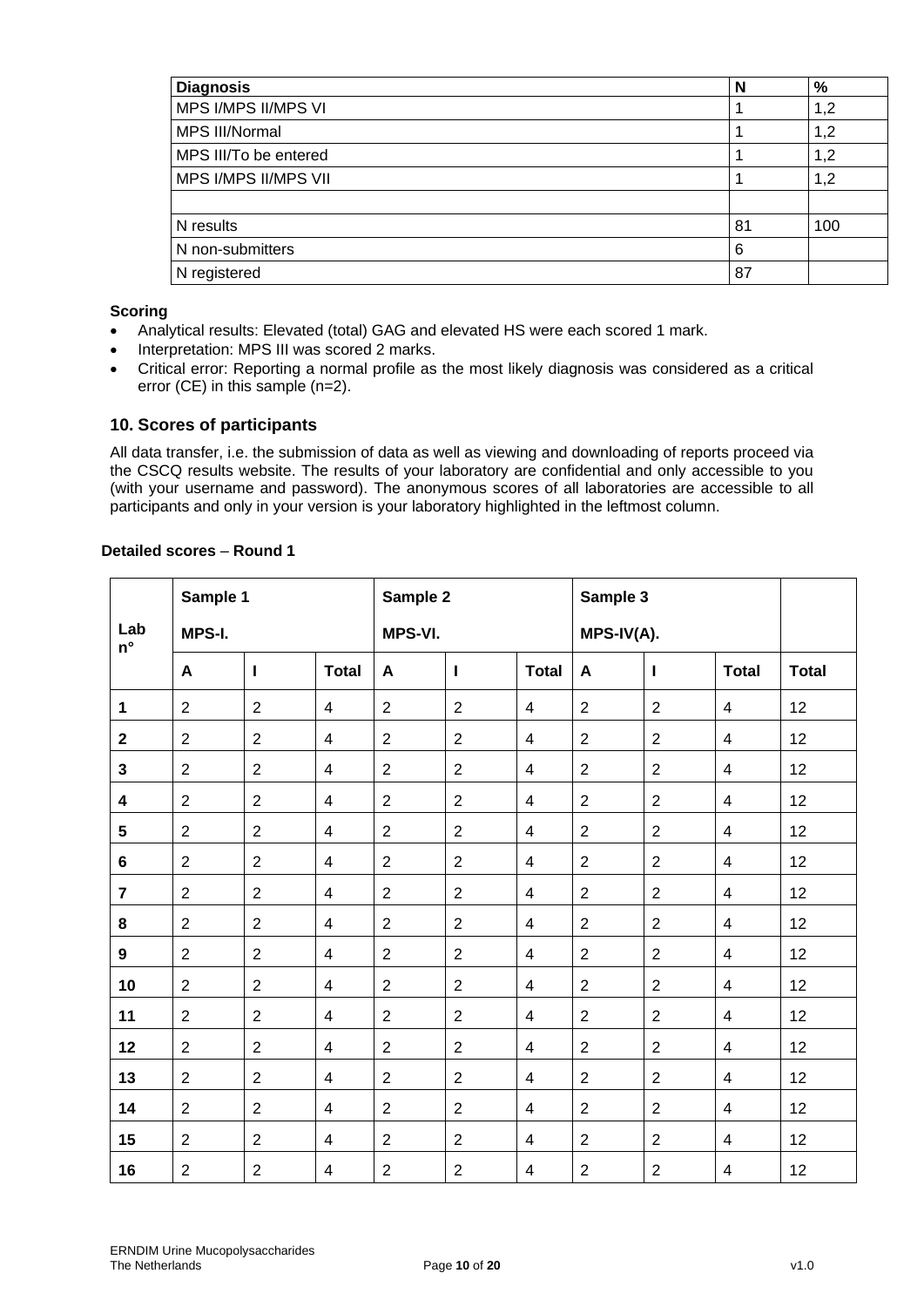| Diagnosis | N | % |
| --- | --- | --- |
| MPS I/MPS II/MPS VI | 1 | 1,2 |
| MPS III/Normal | 1 | 1,2 |
| MPS III/To be entered | 1 | 1,2 |
| MPS I/MPS II/MPS VII | 1 | 1,2 |
| | | |
| N results | 81 | 100 |
| N non-submitters | 6 | |
| N registered | 87 | |

**Scoring**

- Analytical results: Elevated (total) GAG and elevated HS were each scored 1 mark.
- Interpretation: MPS III was scored 2 marks.
- Critical error: Reporting a normal profile as the most likely diagnosis was considered as a critical error (CE) in this sample (n=2).

## 10. Scores of participants

All data transfer, i.e. the submission of data as well as viewing and downloading of reports proceed via the CSCQ results website. The results of your laboratory are confidential and only accessible to you (with your username and password). The anonymous scores of all laboratories are accessible to all participants and only in your version is your laboratory highlighted in the leftmost column.

**Detailed scores – Round 1**

| Lab n° | Sample 1 MPS-I. | | | Sample 2 MPS-VI. | | | Sample 3 MPS-IV(A). | | | |
| --- | --- | --- | --- | --- | --- | --- | --- | --- | --- | --- |
| | A | I | Total | A | I | Total | A | I | Total | Total |
| **1** | 2 | 2 | 4 | 2 | 2 | 4 | 2 | 2 | 4 | 12 |
| **2** | 2 | 2 | 4 | 2 | 2 | 4 | 2 | 2 | 4 | 12 |
| **3** | 2 | 2 | 4 | 2 | 2 | 4 | 2 | 2 | 4 | 12 |
| **4** | 2 | 2 | 4 | 2 | 2 | 4 | 2 | 2 | 4 | 12 |
| **5** | 2 | 2 | 4 | 2 | 2 | 4 | 2 | 2 | 4 | 12 |
| **6** | 2 | 2 | 4 | 2 | 2 | 4 | 2 | 2 | 4 | 12 |
| **7** | 2 | 2 | 4 | 2 | 2 | 4 | 2 | 2 | 4 | 12 |
| **8** | 2 | 2 | 4 | 2 | 2 | 4 | 2 | 2 | 4 | 12 |
| **9** | 2 | 2 | 4 | 2 | 2 | 4 | 2 | 2 | 4 | 12 |
| **10** | 2 | 2 | 4 | 2 | 2 | 4 | 2 | 2 | 4 | 12 |
| **11** | 2 | 2 | 4 | 2 | 2 | 4 | 2 | 2 | 4 | 12 |
| **12** | 2 | 2 | 4 | 2 | 2 | 4 | 2 | 2 | 4 | 12 |
| **13** | 2 | 2 | 4 | 2 | 2 | 4 | 2 | 2 | 4 | 12 |
| **14** | 2 | 2 | 4 | 2 | 2 | 4 | 2 | 2 | 4 | 12 |
| **15** | 2 | 2 | 4 | 2 | 2 | 4 | 2 | 2 | 4 | 12 |
| **16** | 2 | 2 | 4 | 2 | 2 | 4 | 2 | 2 | 4 | 12 |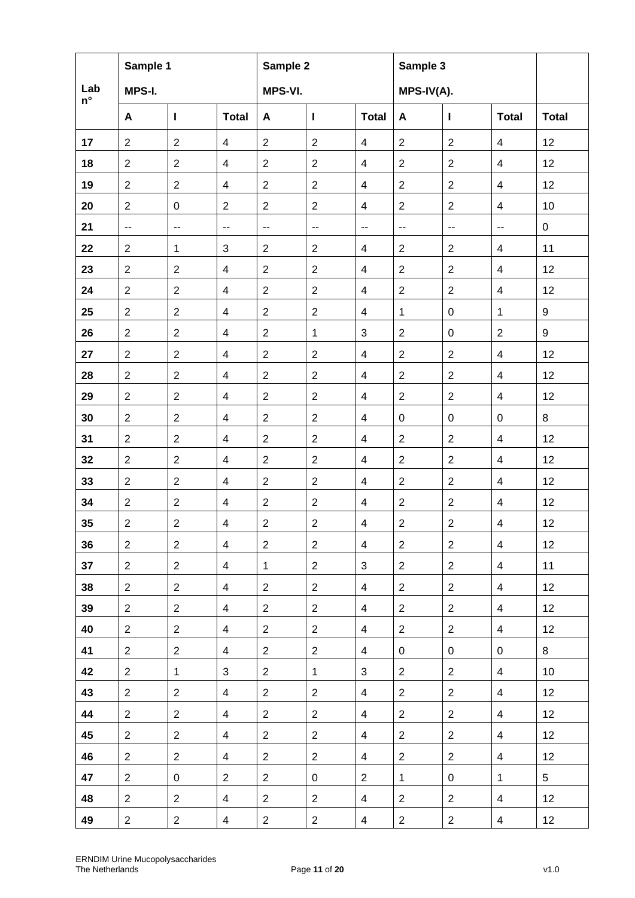| Lab n° | Sample 1 MPS-I. | | | Sample 2 MPS-VI. | | | Sample 3 MPS-IV(A). | | | |
|---|---|---|---|---|---|---|---|---|---|---|
| | A | I | Total | A | I | Total | A | I | Total | Total |
| 17 | 2 | 2 | 4 | 2 | 2 | 4 | 2 | 2 | 4 | 12 |
| 18 | 2 | 2 | 4 | 2 | 2 | 4 | 2 | 2 | 4 | 12 |
| 19 | 2 | 2 | 4 | 2 | 2 | 4 | 2 | 2 | 4 | 12 |
| 20 | 2 | 0 | 2 | 2 | 2 | 4 | 2 | 2 | 4 | 10 |
| 21 | -- | -- | -- | -- | -- | -- | -- | -- | -- | 0 |
| 22 | 2 | 1 | 3 | 2 | 2 | 4 | 2 | 2 | 4 | 11 |
| 23 | 2 | 2 | 4 | 2 | 2 | 4 | 2 | 2 | 4 | 12 |
| 24 | 2 | 2 | 4 | 2 | 2 | 4 | 2 | 2 | 4 | 12 |
| 25 | 2 | 2 | 4 | 2 | 2 | 4 | 1 | 0 | 1 | 9 |
| 26 | 2 | 2 | 4 | 2 | 1 | 3 | 2 | 0 | 2 | 9 |
| 27 | 2 | 2 | 4 | 2 | 2 | 4 | 2 | 2 | 4 | 12 |
| 28 | 2 | 2 | 4 | 2 | 2 | 4 | 2 | 2 | 4 | 12 |
| 29 | 2 | 2 | 4 | 2 | 2 | 4 | 2 | 2 | 4 | 12 |
| 30 | 2 | 2 | 4 | 2 | 2 | 4 | 0 | 0 | 0 | 8 |
| 31 | 2 | 2 | 4 | 2 | 2 | 4 | 2 | 2 | 4 | 12 |
| 32 | 2 | 2 | 4 | 2 | 2 | 4 | 2 | 2 | 4 | 12 |
| 33 | 2 | 2 | 4 | 2 | 2 | 4 | 2 | 2 | 4 | 12 |
| 34 | 2 | 2 | 4 | 2 | 2 | 4 | 2 | 2 | 4 | 12 |
| 35 | 2 | 2 | 4 | 2 | 2 | 4 | 2 | 2 | 4 | 12 |
| 36 | 2 | 2 | 4 | 2 | 2 | 4 | 2 | 2 | 4 | 12 |
| 37 | 2 | 2 | 4 | 1 | 2 | 3 | 2 | 2 | 4 | 11 |
| 38 | 2 | 2 | 4 | 2 | 2 | 4 | 2 | 2 | 4 | 12 |
| 39 | 2 | 2 | 4 | 2 | 2 | 4 | 2 | 2 | 4 | 12 |
| 40 | 2 | 2 | 4 | 2 | 2 | 4 | 2 | 2 | 4 | 12 |
| 41 | 2 | 2 | 4 | 2 | 2 | 4 | 0 | 0 | 0 | 8 |
| 42 | 2 | 1 | 3 | 2 | 1 | 3 | 2 | 2 | 4 | 10 |
| 43 | 2 | 2 | 4 | 2 | 2 | 4 | 2 | 2 | 4 | 12 |
| 44 | 2 | 2 | 4 | 2 | 2 | 4 | 2 | 2 | 4 | 12 |
| 45 | 2 | 2 | 4 | 2 | 2 | 4 | 2 | 2 | 4 | 12 |
| 46 | 2 | 2 | 4 | 2 | 2 | 4 | 2 | 2 | 4 | 12 |
| 47 | 2 | 0 | 2 | 2 | 0 | 2 | 1 | 0 | 1 | 5 |
| 48 | 2 | 2 | 4 | 2 | 2 | 4 | 2 | 2 | 4 | 12 |
| 49 | 2 | 2 | 4 | 2 | 2 | 4 | 2 | 2 | 4 | 12 |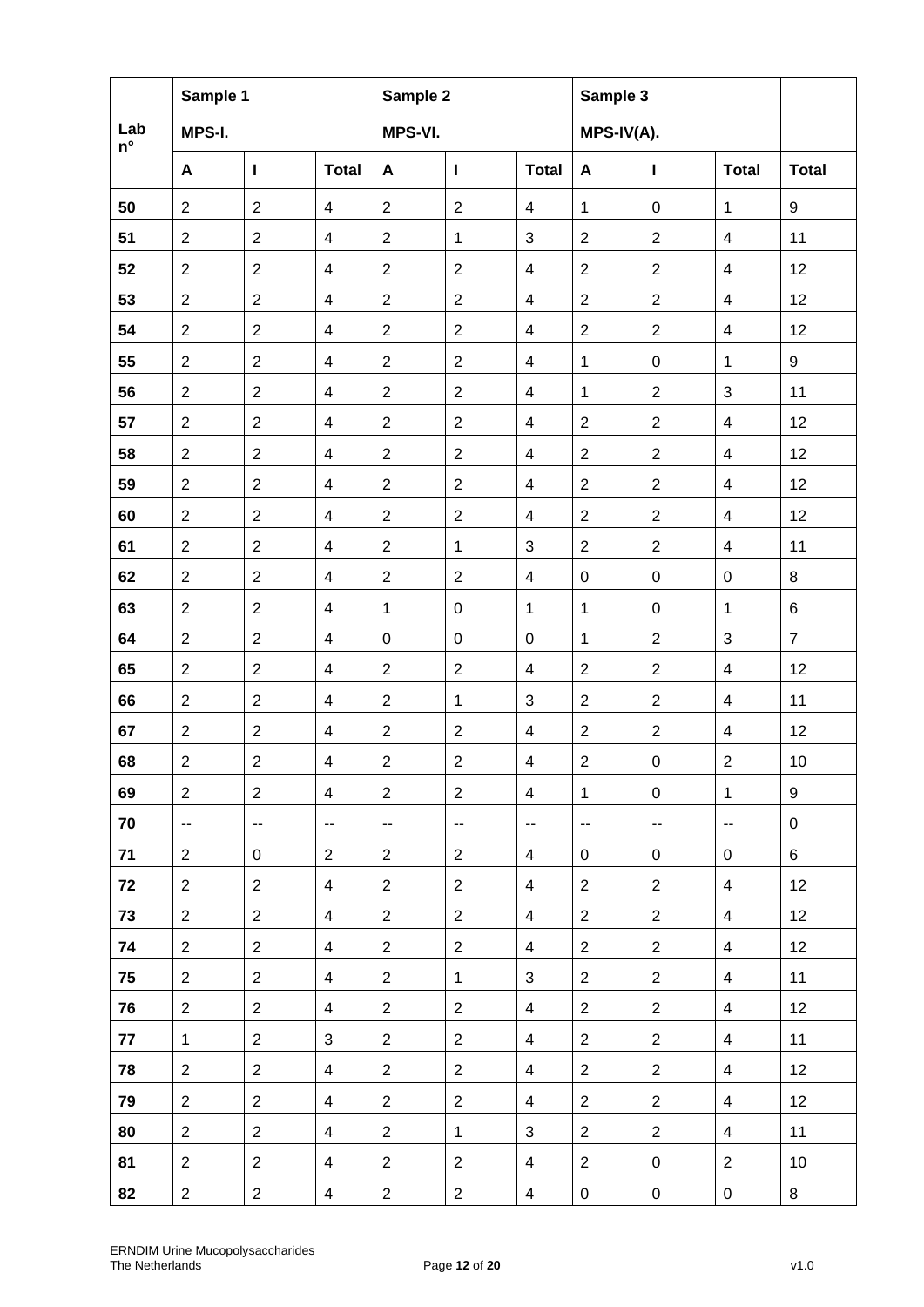| Lab n° | Sample 1 MPS-I. | | | Sample 2 MPS-VI. | | | Sample 3 MPS-IV(A). | | | |
|---|---|---|---|---|---|---|---|---|---|---|
| | A | I | Total | A | I | Total | A | I | Total | Total |
| 50 | 2 | 2 | 4 | 2 | 2 | 4 | 1 | 0 | 1 | 9 |
| 51 | 2 | 2 | 4 | 2 | 1 | 3 | 2 | 2 | 4 | 11 |
| 52 | 2 | 2 | 4 | 2 | 2 | 4 | 2 | 2 | 4 | 12 |
| 53 | 2 | 2 | 4 | 2 | 2 | 4 | 2 | 2 | 4 | 12 |
| 54 | 2 | 2 | 4 | 2 | 2 | 4 | 2 | 2 | 4 | 12 |
| 55 | 2 | 2 | 4 | 2 | 2 | 4 | 1 | 0 | 1 | 9 |
| 56 | 2 | 2 | 4 | 2 | 2 | 4 | 1 | 2 | 3 | 11 |
| 57 | 2 | 2 | 4 | 2 | 2 | 4 | 2 | 2 | 4 | 12 |
| 58 | 2 | 2 | 4 | 2 | 2 | 4 | 2 | 2 | 4 | 12 |
| 59 | 2 | 2 | 4 | 2 | 2 | 4 | 2 | 2 | 4 | 12 |
| 60 | 2 | 2 | 4 | 2 | 2 | 4 | 2 | 2 | 4 | 12 |
| 61 | 2 | 2 | 4 | 2 | 1 | 3 | 2 | 2 | 4 | 11 |
| 62 | 2 | 2 | 4 | 2 | 2 | 4 | 0 | 0 | 0 | 8 |
| 63 | 2 | 2 | 4 | 1 | 0 | 1 | 1 | 0 | 1 | 6 |
| 64 | 2 | 2 | 4 | 0 | 0 | 0 | 1 | 2 | 3 | 7 |
| 65 | 2 | 2 | 4 | 2 | 2 | 4 | 2 | 2 | 4 | 12 |
| 66 | 2 | 2 | 4 | 2 | 1 | 3 | 2 | 2 | 4 | 11 |
| 67 | 2 | 2 | 4 | 2 | 2 | 4 | 2 | 2 | 4 | 12 |
| 68 | 2 | 2 | 4 | 2 | 2 | 4 | 2 | 0 | 2 | 10 |
| 69 | 2 | 2 | 4 | 2 | 2 | 4 | 1 | 0 | 1 | 9 |
| 70 | -- | -- | -- | -- | -- | -- | -- | -- | -- | 0 |
| 71 | 2 | 0 | 2 | 2 | 2 | 4 | 0 | 0 | 0 | 6 |
| 72 | 2 | 2 | 4 | 2 | 2 | 4 | 2 | 2 | 4 | 12 |
| 73 | 2 | 2 | 4 | 2 | 2 | 4 | 2 | 2 | 4 | 12 |
| 74 | 2 | 2 | 4 | 2 | 2 | 4 | 2 | 2 | 4 | 12 |
| 75 | 2 | 2 | 4 | 2 | 1 | 3 | 2 | 2 | 4 | 11 |
| 76 | 2 | 2 | 4 | 2 | 2 | 4 | 2 | 2 | 4 | 12 |
| 77 | 1 | 2 | 3 | 2 | 2 | 4 | 2 | 2 | 4 | 11 |
| 78 | 2 | 2 | 4 | 2 | 2 | 4 | 2 | 2 | 4 | 12 |
| 79 | 2 | 2 | 4 | 2 | 2 | 4 | 2 | 2 | 4 | 12 |
| 80 | 2 | 2 | 4 | 2 | 1 | 3 | 2 | 2 | 4 | 11 |
| 81 | 2 | 2 | 4 | 2 | 2 | 4 | 2 | 0 | 2 | 10 |
| 82 | 2 | 2 | 4 | 2 | 2 | 4 | 0 | 0 | 0 | 8 |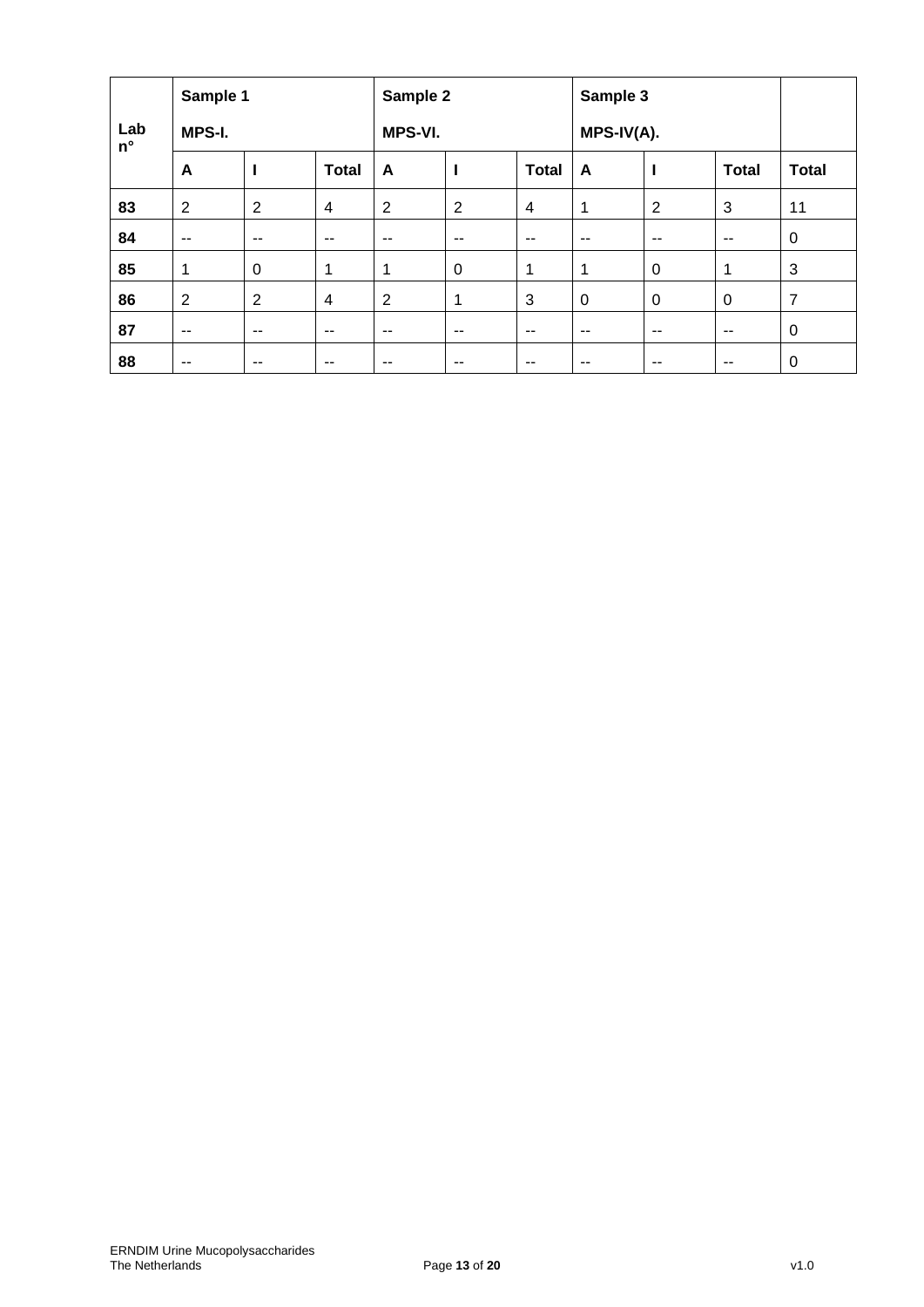| Lab n° | Sample 1 MPS-I. | | | Sample 2 MPS-VI. | | | Sample 3 MPS-IV(A). | | | |
|---|---|---|---|---|---|---|---|---|---|---|
| | A | I | Total | A | I | Total | A | I | Total | Total |
| **83** | 2 | 2 | 4 | 2 | 2 | 4 | 1 | 2 | 3 | 11 |
| **84** | -- | -- | -- | -- | -- | -- | -- | -- | -- | 0 |
| **85** | 1 | 0 | 1 | 1 | 0 | 1 | 1 | 0 | 1 | 3 |
| **86** | 2 | 2 | 4 | 2 | 1 | 3 | 0 | 0 | 0 | 7 |
| **87** | -- | -- | -- | -- | -- | -- | -- | -- | -- | 0 |
| **88** | -- | -- | -- | -- | -- | -- | -- | -- | -- | 0 |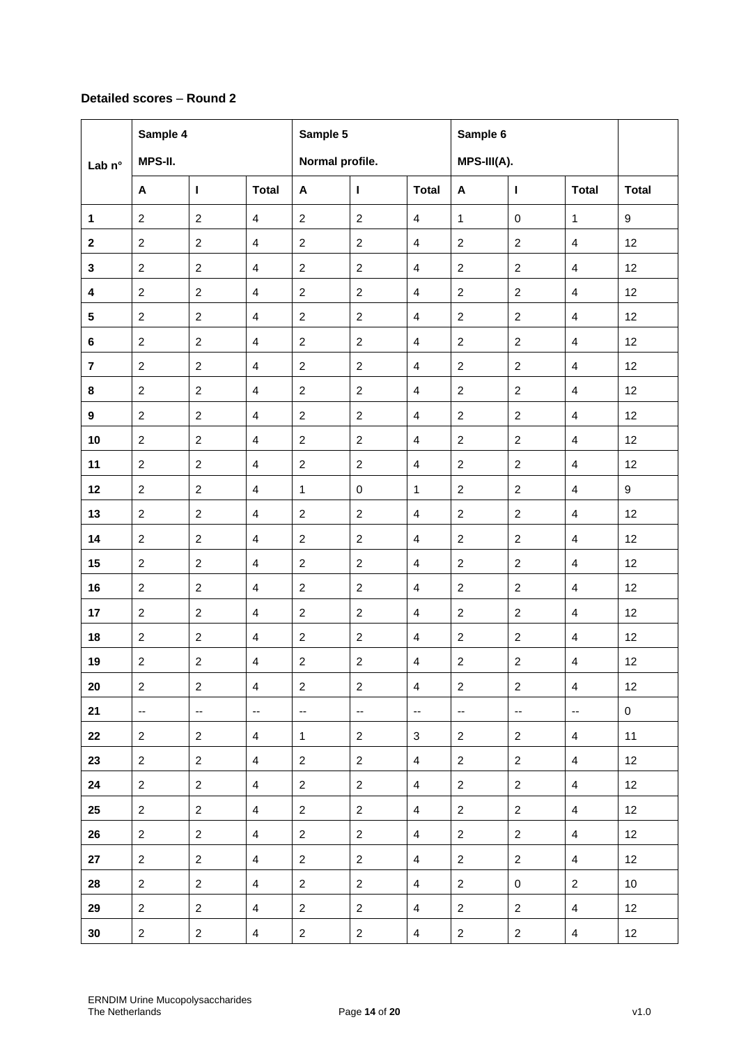**Detailed scores – Round 2**

| Lab n° | Sample 4 MPS-II. | | | Sample 5 Normal profile. | | | Sample 6 MPS-III(A). | | | |
|---|---|---|---|---|---|---|---|---|---|---|
| | A | I | Total | A | I | Total | A | I | Total | Total |
| 1 | 2 | 2 | 4 | 2 | 2 | 4 | 1 | 0 | 1 | 9 |
| 2 | 2 | 2 | 4 | 2 | 2 | 4 | 2 | 2 | 4 | 12 |
| 3 | 2 | 2 | 4 | 2 | 2 | 4 | 2 | 2 | 4 | 12 |
| 4 | 2 | 2 | 4 | 2 | 2 | 4 | 2 | 2 | 4 | 12 |
| 5 | 2 | 2 | 4 | 2 | 2 | 4 | 2 | 2 | 4 | 12 |
| 6 | 2 | 2 | 4 | 2 | 2 | 4 | 2 | 2 | 4 | 12 |
| 7 | 2 | 2 | 4 | 2 | 2 | 4 | 2 | 2 | 4 | 12 |
| 8 | 2 | 2 | 4 | 2 | 2 | 4 | 2 | 2 | 4 | 12 |
| 9 | 2 | 2 | 4 | 2 | 2 | 4 | 2 | 2 | 4 | 12 |
| 10 | 2 | 2 | 4 | 2 | 2 | 4 | 2 | 2 | 4 | 12 |
| 11 | 2 | 2 | 4 | 2 | 2 | 4 | 2 | 2 | 4 | 12 |
| 12 | 2 | 2 | 4 | 1 | 0 | 1 | 2 | 2 | 4 | 9 |
| 13 | 2 | 2 | 4 | 2 | 2 | 4 | 2 | 2 | 4 | 12 |
| 14 | 2 | 2 | 4 | 2 | 2 | 4 | 2 | 2 | 4 | 12 |
| 15 | 2 | 2 | 4 | 2 | 2 | 4 | 2 | 2 | 4 | 12 |
| 16 | 2 | 2 | 4 | 2 | 2 | 4 | 2 | 2 | 4 | 12 |
| 17 | 2 | 2 | 4 | 2 | 2 | 4 | 2 | 2 | 4 | 12 |
| 18 | 2 | 2 | 4 | 2 | 2 | 4 | 2 | 2 | 4 | 12 |
| 19 | 2 | 2 | 4 | 2 | 2 | 4 | 2 | 2 | 4 | 12 |
| 20 | 2 | 2 | 4 | 2 | 2 | 4 | 2 | 2 | 4 | 12 |
| 21 | -- | -- | -- | -- | -- | -- | -- | -- | -- | 0 |
| 22 | 2 | 2 | 4 | 1 | 2 | 3 | 2 | 2 | 4 | 11 |
| 23 | 2 | 2 | 4 | 2 | 2 | 4 | 2 | 2 | 4 | 12 |
| 24 | 2 | 2 | 4 | 2 | 2 | 4 | 2 | 2 | 4 | 12 |
| 25 | 2 | 2 | 4 | 2 | 2 | 4 | 2 | 2 | 4 | 12 |
| 26 | 2 | 2 | 4 | 2 | 2 | 4 | 2 | 2 | 4 | 12 |
| 27 | 2 | 2 | 4 | 2 | 2 | 4 | 2 | 2 | 4 | 12 |
| 28 | 2 | 2 | 4 | 2 | 2 | 4 | 2 | 0 | 2 | 10 |
| 29 | 2 | 2 | 4 | 2 | 2 | 4 | 2 | 2 | 4 | 12 |
| 30 | 2 | 2 | 4 | 2 | 2 | 4 | 2 | 2 | 4 | 12 |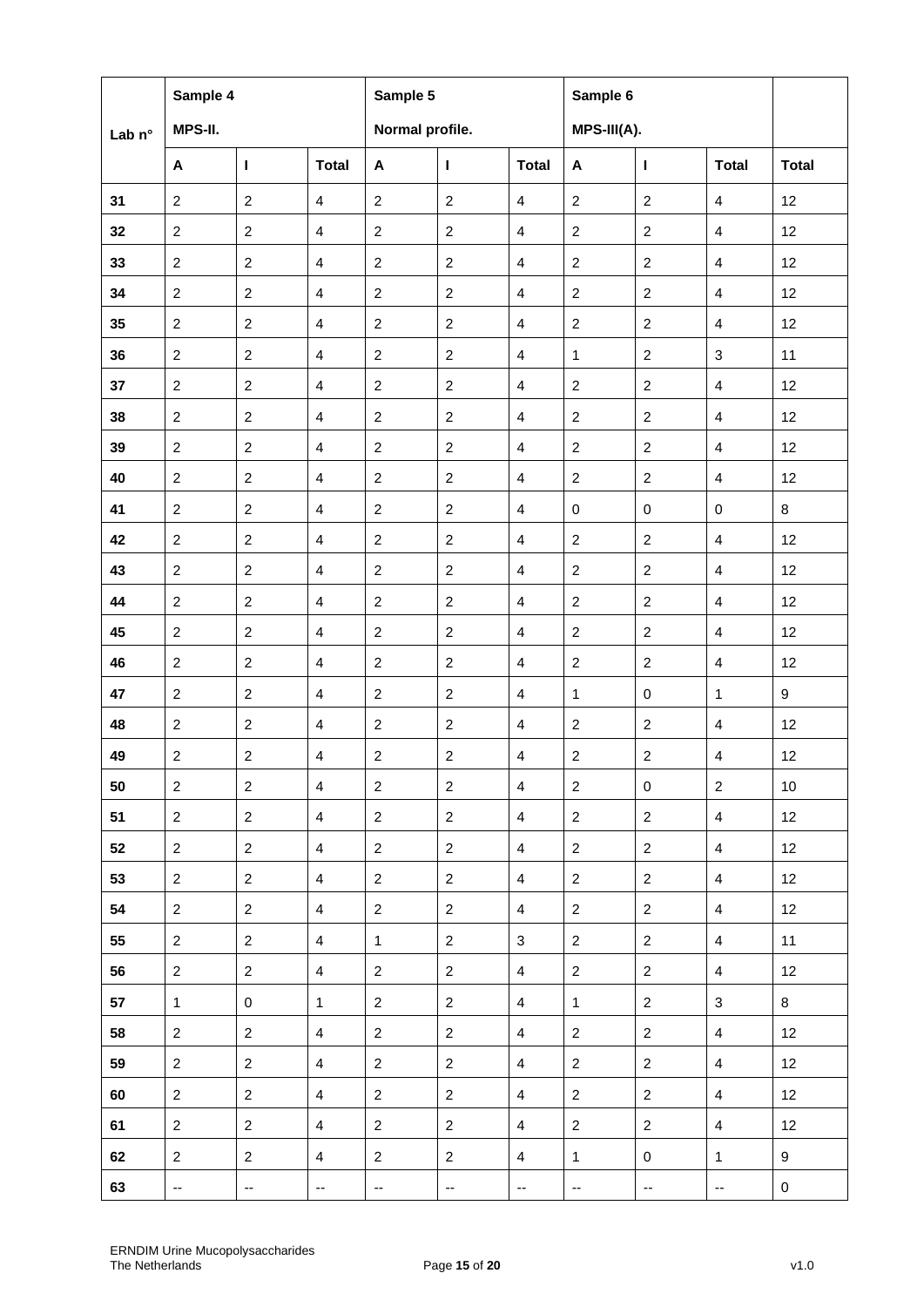| Lab n° | Sample 4 MPS-II. | | | Sample 5 Normal profile. | | | Sample 6 MPS-III(A). | | | |
|---|---|---|---|---|---|---|---|---|---|---|
| | A | I | Total | A | I | Total | A | I | Total | Total |
| 31 | 2 | 2 | 4 | 2 | 2 | 4 | 2 | 2 | 4 | 12 |
| 32 | 2 | 2 | 4 | 2 | 2 | 4 | 2 | 2 | 4 | 12 |
| 33 | 2 | 2 | 4 | 2 | 2 | 4 | 2 | 2 | 4 | 12 |
| 34 | 2 | 2 | 4 | 2 | 2 | 4 | 2 | 2 | 4 | 12 |
| 35 | 2 | 2 | 4 | 2 | 2 | 4 | 2 | 2 | 4 | 12 |
| 36 | 2 | 2 | 4 | 2 | 2 | 4 | 1 | 2 | 3 | 11 |
| 37 | 2 | 2 | 4 | 2 | 2 | 4 | 2 | 2 | 4 | 12 |
| 38 | 2 | 2 | 4 | 2 | 2 | 4 | 2 | 2 | 4 | 12 |
| 39 | 2 | 2 | 4 | 2 | 2 | 4 | 2 | 2 | 4 | 12 |
| 40 | 2 | 2 | 4 | 2 | 2 | 4 | 2 | 2 | 4 | 12 |
| 41 | 2 | 2 | 4 | 2 | 2 | 4 | 0 | 0 | 0 | 8 |
| 42 | 2 | 2 | 4 | 2 | 2 | 4 | 2 | 2 | 4 | 12 |
| 43 | 2 | 2 | 4 | 2 | 2 | 4 | 2 | 2 | 4 | 12 |
| 44 | 2 | 2 | 4 | 2 | 2 | 4 | 2 | 2 | 4 | 12 |
| 45 | 2 | 2 | 4 | 2 | 2 | 4 | 2 | 2 | 4 | 12 |
| 46 | 2 | 2 | 4 | 2 | 2 | 4 | 2 | 2 | 4 | 12 |
| 47 | 2 | 2 | 4 | 2 | 2 | 4 | 1 | 0 | 1 | 9 |
| 48 | 2 | 2 | 4 | 2 | 2 | 4 | 2 | 2 | 4 | 12 |
| 49 | 2 | 2 | 4 | 2 | 2 | 4 | 2 | 2 | 4 | 12 |
| 50 | 2 | 2 | 4 | 2 | 2 | 4 | 2 | 0 | 2 | 10 |
| 51 | 2 | 2 | 4 | 2 | 2 | 4 | 2 | 2 | 4 | 12 |
| 52 | 2 | 2 | 4 | 2 | 2 | 4 | 2 | 2 | 4 | 12 |
| 53 | 2 | 2 | 4 | 2 | 2 | 4 | 2 | 2 | 4 | 12 |
| 54 | 2 | 2 | 4 | 2 | 2 | 4 | 2 | 2 | 4 | 12 |
| 55 | 2 | 2 | 4 | 1 | 2 | 3 | 2 | 2 | 4 | 11 |
| 56 | 2 | 2 | 4 | 2 | 2 | 4 | 2 | 2 | 4 | 12 |
| 57 | 1 | 0 | 1 | 2 | 2 | 4 | 1 | 2 | 3 | 8 |
| 58 | 2 | 2 | 4 | 2 | 2 | 4 | 2 | 2 | 4 | 12 |
| 59 | 2 | 2 | 4 | 2 | 2 | 4 | 2 | 2 | 4 | 12 |
| 60 | 2 | 2 | 4 | 2 | 2 | 4 | 2 | 2 | 4 | 12 |
| 61 | 2 | 2 | 4 | 2 | 2 | 4 | 2 | 2 | 4 | 12 |
| 62 | 2 | 2 | 4 | 2 | 2 | 4 | 1 | 0 | 1 | 9 |
| 63 | -- | -- | -- | -- | -- | -- | -- | -- | -- | 0 |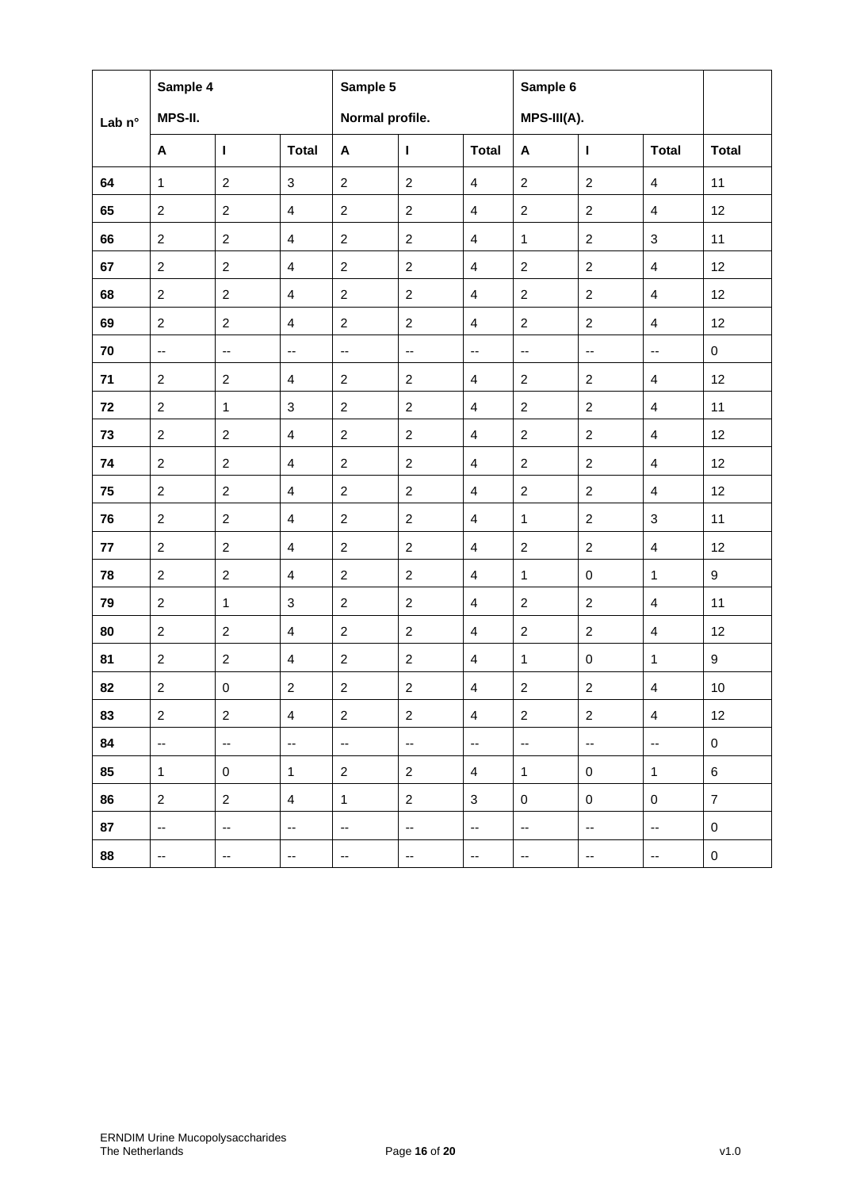| Lab n° | Sample 4 MPS-II. | | | Sample 5 Normal profile. | | | Sample 6 MPS-III(A). | | | |
|---|---|---|---|---|---|---|---|---|---|---|
| | A | I | Total | A | I | Total | A | I | Total | Total |
| 64 | 1 | 2 | 3 | 2 | 2 | 4 | 2 | 2 | 4 | 11 |
| 65 | 2 | 2 | 4 | 2 | 2 | 4 | 2 | 2 | 4 | 12 |
| 66 | 2 | 2 | 4 | 2 | 2 | 4 | 1 | 2 | 3 | 11 |
| 67 | 2 | 2 | 4 | 2 | 2 | 4 | 2 | 2 | 4 | 12 |
| 68 | 2 | 2 | 4 | 2 | 2 | 4 | 2 | 2 | 4 | 12 |
| 69 | 2 | 2 | 4 | 2 | 2 | 4 | 2 | 2 | 4 | 12 |
| 70 | -- | -- | -- | -- | -- | -- | -- | -- | -- | 0 |
| 71 | 2 | 2 | 4 | 2 | 2 | 4 | 2 | 2 | 4 | 12 |
| 72 | 2 | 1 | 3 | 2 | 2 | 4 | 2 | 2 | 4 | 11 |
| 73 | 2 | 2 | 4 | 2 | 2 | 4 | 2 | 2 | 4 | 12 |
| 74 | 2 | 2 | 4 | 2 | 2 | 4 | 2 | 2 | 4 | 12 |
| 75 | 2 | 2 | 4 | 2 | 2 | 4 | 2 | 2 | 4 | 12 |
| 76 | 2 | 2 | 4 | 2 | 2 | 4 | 1 | 2 | 3 | 11 |
| 77 | 2 | 2 | 4 | 2 | 2 | 4 | 2 | 2 | 4 | 12 |
| 78 | 2 | 2 | 4 | 2 | 2 | 4 | 1 | 0 | 1 | 9 |
| 79 | 2 | 1 | 3 | 2 | 2 | 4 | 2 | 2 | 4 | 11 |
| 80 | 2 | 2 | 4 | 2 | 2 | 4 | 2 | 2 | 4 | 12 |
| 81 | 2 | 2 | 4 | 2 | 2 | 4 | 1 | 0 | 1 | 9 |
| 82 | 2 | 0 | 2 | 2 | 2 | 4 | 2 | 2 | 4 | 10 |
| 83 | 2 | 2 | 4 | 2 | 2 | 4 | 2 | 2 | 4 | 12 |
| 84 | -- | -- | -- | -- | -- | -- | -- | -- | -- | 0 |
| 85 | 1 | 0 | 1 | 2 | 2 | 4 | 1 | 0 | 1 | 6 |
| 86 | 2 | 2 | 4 | 1 | 2 | 3 | 0 | 0 | 0 | 7 |
| 87 | -- | -- | -- | -- | -- | -- | -- | -- | -- | 0 |
| 88 | -- | -- | -- | -- | -- | -- | -- | -- | -- | 0 |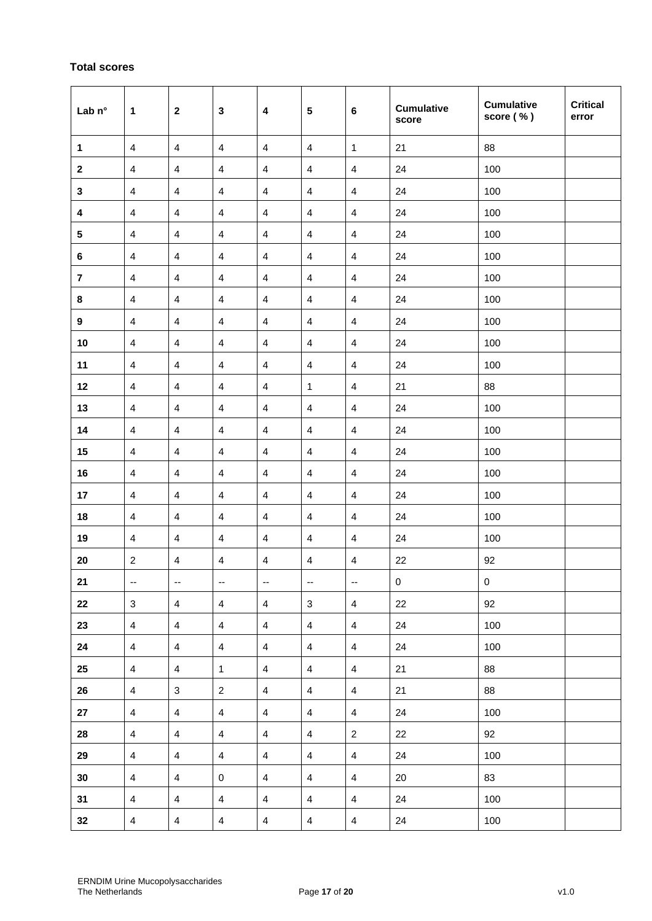**Total scores**

| Lab n° | 1 | 2 | 3 | 4 | 5 | 6 | Cumulative score | Cumulative score ( % ) | Critical error |
|---|---|---|---|---|---|---|---|---|---|
| **1** | 4 | 4 | 4 | 4 | 4 | 1 | 21 | 88 | |
| **2** | 4 | 4 | 4 | 4 | 4 | 4 | 24 | 100 | |
| **3** | 4 | 4 | 4 | 4 | 4 | 4 | 24 | 100 | |
| **4** | 4 | 4 | 4 | 4 | 4 | 4 | 24 | 100 | |
| **5** | 4 | 4 | 4 | 4 | 4 | 4 | 24 | 100 | |
| **6** | 4 | 4 | 4 | 4 | 4 | 4 | 24 | 100 | |
| **7** | 4 | 4 | 4 | 4 | 4 | 4 | 24 | 100 | |
| **8** | 4 | 4 | 4 | 4 | 4 | 4 | 24 | 100 | |
| **9** | 4 | 4 | 4 | 4 | 4 | 4 | 24 | 100 | |
| **10** | 4 | 4 | 4 | 4 | 4 | 4 | 24 | 100 | |
| **11** | 4 | 4 | 4 | 4 | 4 | 4 | 24 | 100 | |
| **12** | 4 | 4 | 4 | 4 | 1 | 4 | 21 | 88 | |
| **13** | 4 | 4 | 4 | 4 | 4 | 4 | 24 | 100 | |
| **14** | 4 | 4 | 4 | 4 | 4 | 4 | 24 | 100 | |
| **15** | 4 | 4 | 4 | 4 | 4 | 4 | 24 | 100 | |
| **16** | 4 | 4 | 4 | 4 | 4 | 4 | 24 | 100 | |
| **17** | 4 | 4 | 4 | 4 | 4 | 4 | 24 | 100 | |
| **18** | 4 | 4 | 4 | 4 | 4 | 4 | 24 | 100 | |
| **19** | 4 | 4 | 4 | 4 | 4 | 4 | 24 | 100 | |
| **20** | 2 | 4 | 4 | 4 | 4 | 4 | 22 | 92 | |
| **21** | -- | -- | -- | -- | -- | -- | 0 | 0 | |
| **22** | 3 | 4 | 4 | 4 | 3 | 4 | 22 | 92 | |
| **23** | 4 | 4 | 4 | 4 | 4 | 4 | 24 | 100 | |
| **24** | 4 | 4 | 4 | 4 | 4 | 4 | 24 | 100 | |
| **25** | 4 | 4 | 1 | 4 | 4 | 4 | 21 | 88 | |
| **26** | 4 | 3 | 2 | 4 | 4 | 4 | 21 | 88 | |
| **27** | 4 | 4 | 4 | 4 | 4 | 4 | 24 | 100 | |
| **28** | 4 | 4 | 4 | 4 | 4 | 2 | 22 | 92 | |
| **29** | 4 | 4 | 4 | 4 | 4 | 4 | 24 | 100 | |
| **30** | 4 | 4 | 0 | 4 | 4 | 4 | 20 | 83 | |
| **31** | 4 | 4 | 4 | 4 | 4 | 4 | 24 | 100 | |
| **32** | 4 | 4 | 4 | 4 | 4 | 4 | 24 | 100 | |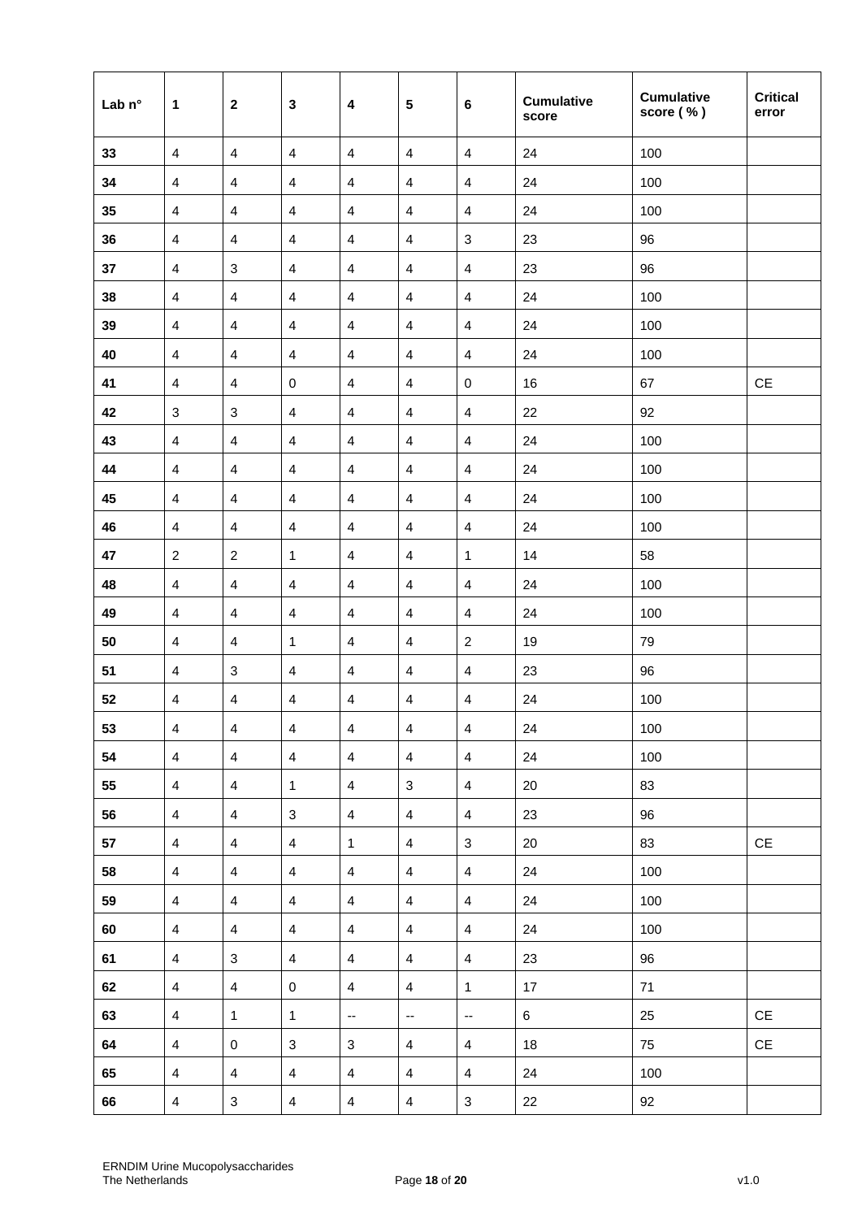| Lab n° | 1 | 2 | 3 | 4 | 5 | 6 | Cumulative score | Cumulative score ( % ) | Critical error |
|---|---|---|---|---|---|---|---|---|---|
| 33 | 4 | 4 | 4 | 4 | 4 | 4 | 24 | 100 | |
| 34 | 4 | 4 | 4 | 4 | 4 | 4 | 24 | 100 | |
| 35 | 4 | 4 | 4 | 4 | 4 | 4 | 24 | 100 | |
| 36 | 4 | 4 | 4 | 4 | 4 | 3 | 23 | 96 | |
| 37 | 4 | 3 | 4 | 4 | 4 | 4 | 23 | 96 | |
| 38 | 4 | 4 | 4 | 4 | 4 | 4 | 24 | 100 | |
| 39 | 4 | 4 | 4 | 4 | 4 | 4 | 24 | 100 | |
| 40 | 4 | 4 | 4 | 4 | 4 | 4 | 24 | 100 | |
| 41 | 4 | 4 | 0 | 4 | 4 | 0 | 16 | 67 | CE |
| 42 | 3 | 3 | 4 | 4 | 4 | 4 | 22 | 92 | |
| 43 | 4 | 4 | 4 | 4 | 4 | 4 | 24 | 100 | |
| 44 | 4 | 4 | 4 | 4 | 4 | 4 | 24 | 100 | |
| 45 | 4 | 4 | 4 | 4 | 4 | 4 | 24 | 100 | |
| 46 | 4 | 4 | 4 | 4 | 4 | 4 | 24 | 100 | |
| 47 | 2 | 2 | 1 | 4 | 4 | 1 | 14 | 58 | |
| 48 | 4 | 4 | 4 | 4 | 4 | 4 | 24 | 100 | |
| 49 | 4 | 4 | 4 | 4 | 4 | 4 | 24 | 100 | |
| 50 | 4 | 4 | 1 | 4 | 4 | 2 | 19 | 79 | |
| 51 | 4 | 3 | 4 | 4 | 4 | 4 | 23 | 96 | |
| 52 | 4 | 4 | 4 | 4 | 4 | 4 | 24 | 100 | |
| 53 | 4 | 4 | 4 | 4 | 4 | 4 | 24 | 100 | |
| 54 | 4 | 4 | 4 | 4 | 4 | 4 | 24 | 100 | |
| 55 | 4 | 4 | 1 | 4 | 3 | 4 | 20 | 83 | |
| 56 | 4 | 4 | 3 | 4 | 4 | 4 | 23 | 96 | |
| 57 | 4 | 4 | 4 | 1 | 4 | 3 | 20 | 83 | CE |
| 58 | 4 | 4 | 4 | 4 | 4 | 4 | 24 | 100 | |
| 59 | 4 | 4 | 4 | 4 | 4 | 4 | 24 | 100 | |
| 60 | 4 | 4 | 4 | 4 | 4 | 4 | 24 | 100 | |
| 61 | 4 | 3 | 4 | 4 | 4 | 4 | 23 | 96 | |
| 62 | 4 | 4 | 0 | 4 | 4 | 1 | 17 | 71 | |
| 63 | 4 | 1 | 1 | -- | -- | -- | 6 | 25 | CE |
| 64 | 4 | 0 | 3 | 3 | 4 | 4 | 18 | 75 | CE |
| 65 | 4 | 4 | 4 | 4 | 4 | 4 | 24 | 100 | |
| 66 | 4 | 3 | 4 | 4 | 4 | 3 | 22 | 92 | |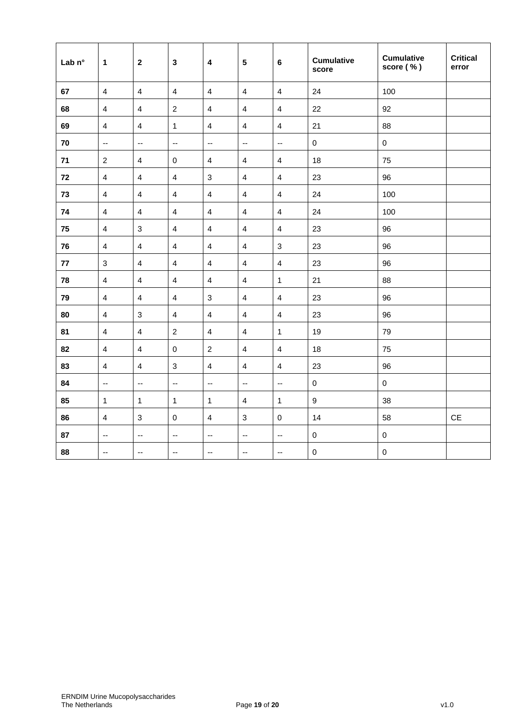| Lab n° | 1 | 2 | 3 | 4 | 5 | 6 | Cumulative score | Cumulative score ( % ) | Critical error |
|---|---|---|---|---|---|---|---|---|---|
| 67 | 4 | 4 | 4 | 4 | 4 | 4 | 24 | 100 | |
| 68 | 4 | 4 | 2 | 4 | 4 | 4 | 22 | 92 | |
| 69 | 4 | 4 | 1 | 4 | 4 | 4 | 21 | 88 | |
| 70 | -- | -- | -- | -- | -- | -- | 0 | 0 | |
| 71 | 2 | 4 | 0 | 4 | 4 | 4 | 18 | 75 | |
| 72 | 4 | 4 | 4 | 3 | 4 | 4 | 23 | 96 | |
| 73 | 4 | 4 | 4 | 4 | 4 | 4 | 24 | 100 | |
| 74 | 4 | 4 | 4 | 4 | 4 | 4 | 24 | 100 | |
| 75 | 4 | 3 | 4 | 4 | 4 | 4 | 23 | 96 | |
| 76 | 4 | 4 | 4 | 4 | 4 | 3 | 23 | 96 | |
| 77 | 3 | 4 | 4 | 4 | 4 | 4 | 23 | 96 | |
| 78 | 4 | 4 | 4 | 4 | 4 | 1 | 21 | 88 | |
| 79 | 4 | 4 | 4 | 3 | 4 | 4 | 23 | 96 | |
| 80 | 4 | 3 | 4 | 4 | 4 | 4 | 23 | 96 | |
| 81 | 4 | 4 | 2 | 4 | 4 | 1 | 19 | 79 | |
| 82 | 4 | 4 | 0 | 2 | 4 | 4 | 18 | 75 | |
| 83 | 4 | 4 | 3 | 4 | 4 | 4 | 23 | 96 | |
| 84 | -- | -- | -- | -- | -- | -- | 0 | 0 | |
| 85 | 1 | 1 | 1 | 1 | 4 | 1 | 9 | 38 | |
| 86 | 4 | 3 | 0 | 4 | 3 | 0 | 14 | 58 | CE |
| 87 | -- | -- | -- | -- | -- | -- | 0 | 0 | |
| 88 | -- | -- | -- | -- | -- | -- | 0 | 0 | |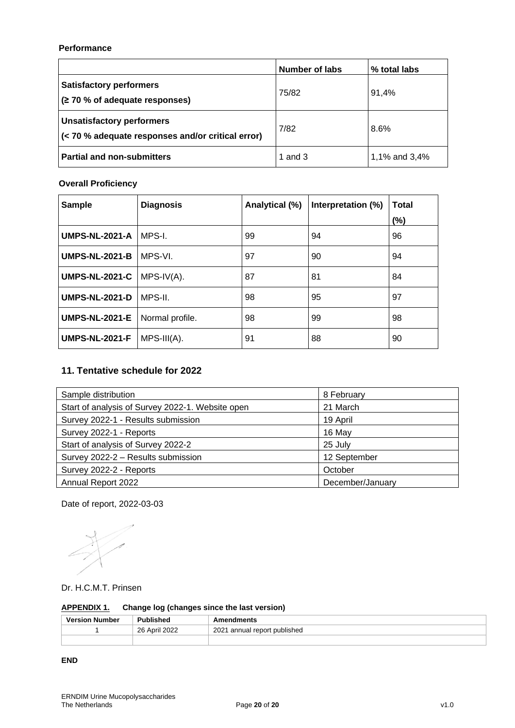**Performance**

| | Number of labs | % total labs |
|---|---|---|
| **Satisfactory performers (≥ 70 % of adequate responses)** | 75/82 | 91,4% |
| **Unsatisfactory performers (< 70 % adequate responses and/or critical error)** | 7/82 | 8.6% |
| **Partial and non-submitters** | 1 and 3 | 1,1% and 3,4% |

**Overall Proficiency**

| Sample | Diagnosis | Analytical (%) | Interpretation (%) | Total (%) |
|---|---|---|---|---|
| **UMPS-NL-2021-A** | MPS-I. | 99 | 94 | 96 |
| **UMPS-NL-2021-B** | MPS-VI. | 97 | 90 | 94 |
| **UMPS-NL-2021-C** | MPS-IV(A). | 87 | 81 | 84 |
| **UMPS-NL-2021-D** | MPS-II. | 98 | 95 | 97 |
| **UMPS-NL-2021-E** | Normal profile. | 98 | 99 | 98 |
| **UMPS-NL-2021-F** | MPS-III(A). | 91 | 88 | 90 |

## 11. Tentative schedule for 2022

| | |
|---|---|
| Sample distribution | 8 February |
| Start of analysis of Survey 2022-1. Website open | 21 March |
| Survey 2022-1 - Results submission | 19 April |
| Survey 2022-1 - Reports | 16 May |
| Start of analysis of Survey 2022-2 | 25 July |
| Survey 2022-2 – Results submission | 12 September |
| Survey 2022-2 - Reports | October |
| Annual Report 2022 | December/January |

Date of report, 2022-03-03

Dr. H.C.M.T. Prinsen

**APPENDIX 1. Change log (changes since the last version)**

| Version Number | Published | Amendments |
|---|---|---|
| 1 | 26 April 2022 | 2021 annual report published |
| | | |

**END**